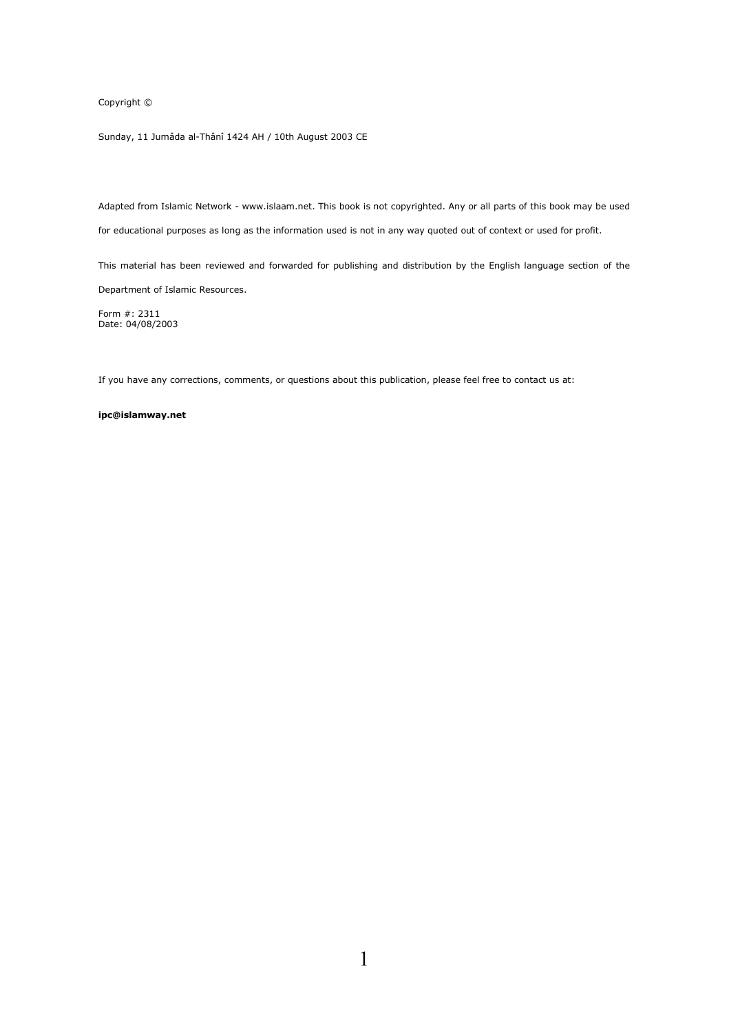Copyright ©

Sunday, 11 Jumâda al-Thânî 1424 AH / 10th August 2003 CE

Adapted from Islamic Network - www.islaam.net. This book is not copyrighted. Any or all parts of this book may be used for educational purposes as long as the information used is not in any way quoted out of context or used for profit.

This material has been reviewed and forwarded for publishing and distribution by the English language section of the Department of Islamic Resources.

Form #: 2311
Date: 04/08/2003

If you have any corrections, comments, or questions about this publication, please feel free to contact us at:

**ipc@islamway.net**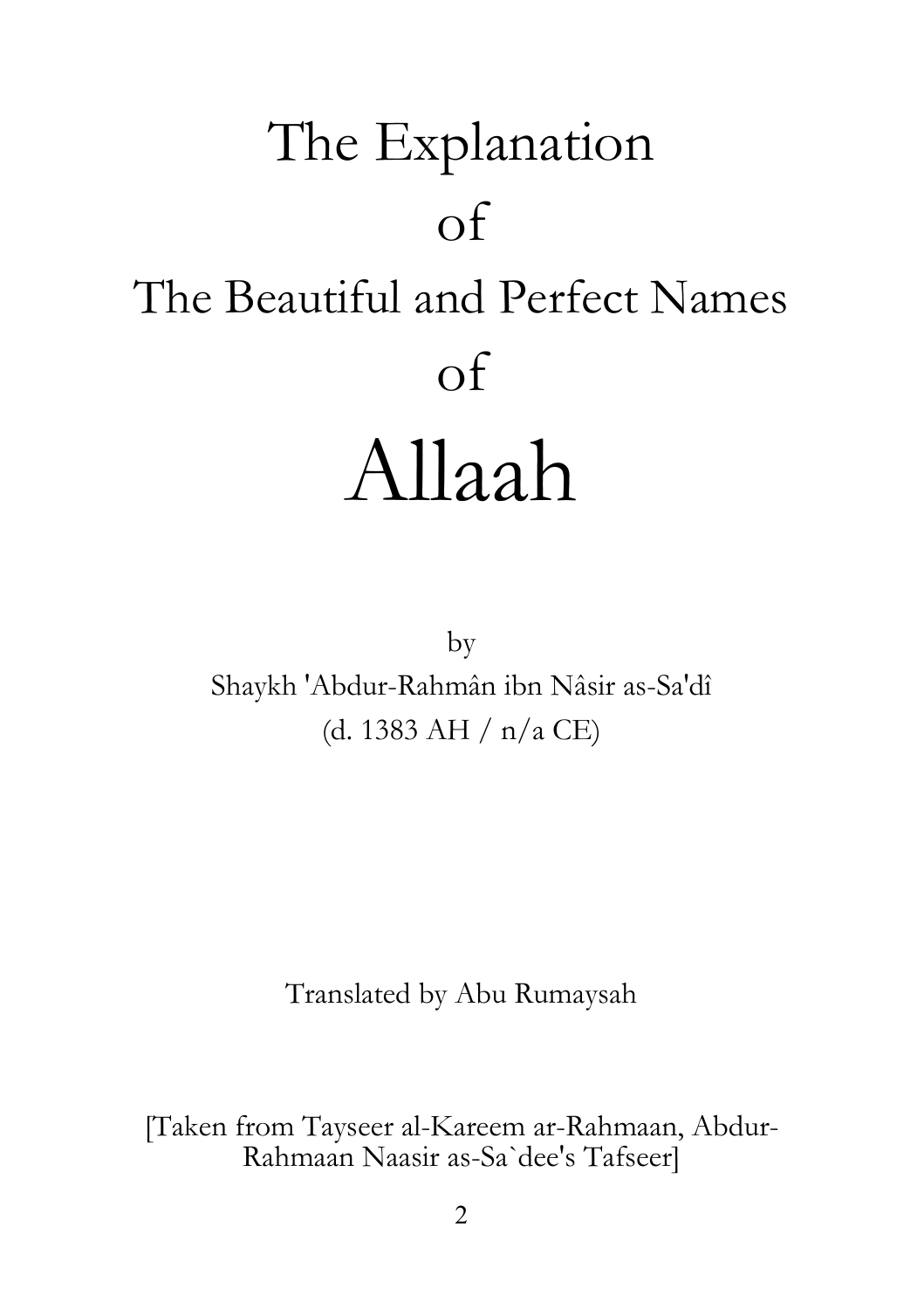# The Explanation of The Beautiful and Perfect Names of Allaah

by

Shaykh 'Abdur-Rahmân ibn Nâsir as-Sa'dî

(d. 1383 AH / n/a CE)

Translated by Abu Rumaysah

[Taken from Tayseer al-Kareem ar-Rahmaan, Abdur-Rahmaan Naasir as-Sa`dee's Tafseer]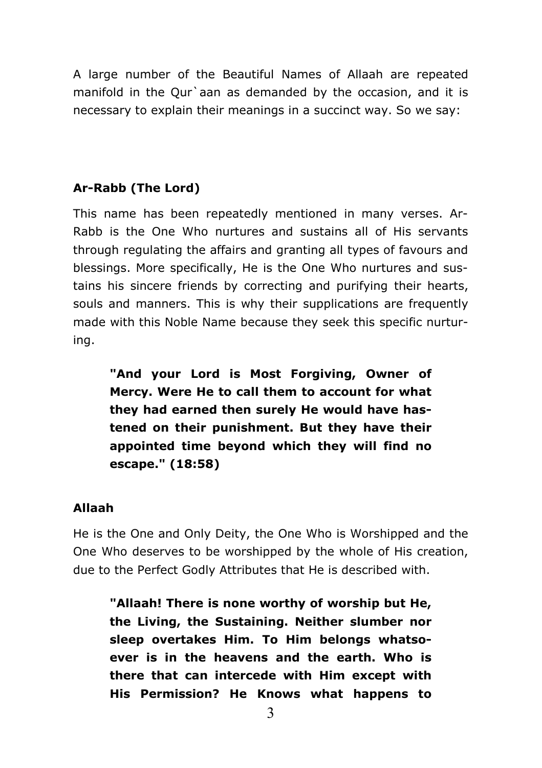A large number of the Beautiful Names of Allaah are repeated manifold in the Qur`aan as demanded by the occasion, and it is necessary to explain their meanings in a succinct way. So we say:

### Ar-Rabb (The Lord)

This name has been repeatedly mentioned in many verses. Ar-Rabb is the One Who nurtures and sustains all of His servants through regulating the affairs and granting all types of favours and blessings. More specifically, He is the One Who nurtures and sustains his sincere friends by correcting and purifying their hearts, souls and manners. This is why their supplications are frequently made with this Noble Name because they seek this specific nurturing.

> **"And your Lord is Most Forgiving, Owner of Mercy. Were He to call them to account for what they had earned then surely He would have hastened on their punishment. But they have their appointed time beyond which they will find no escape." (18:58)**

### Allaah

He is the One and Only Deity, the One Who is Worshipped and the One Who deserves to be worshipped by the whole of His creation, due to the Perfect Godly Attributes that He is described with.

> **"Allaah! There is none worthy of worship but He, the Living, the Sustaining. Neither slumber nor sleep overtakes Him. To Him belongs whatsoever is in the heavens and the earth. Who is there that can intercede with Him except with His Permission? He Knows what happens to**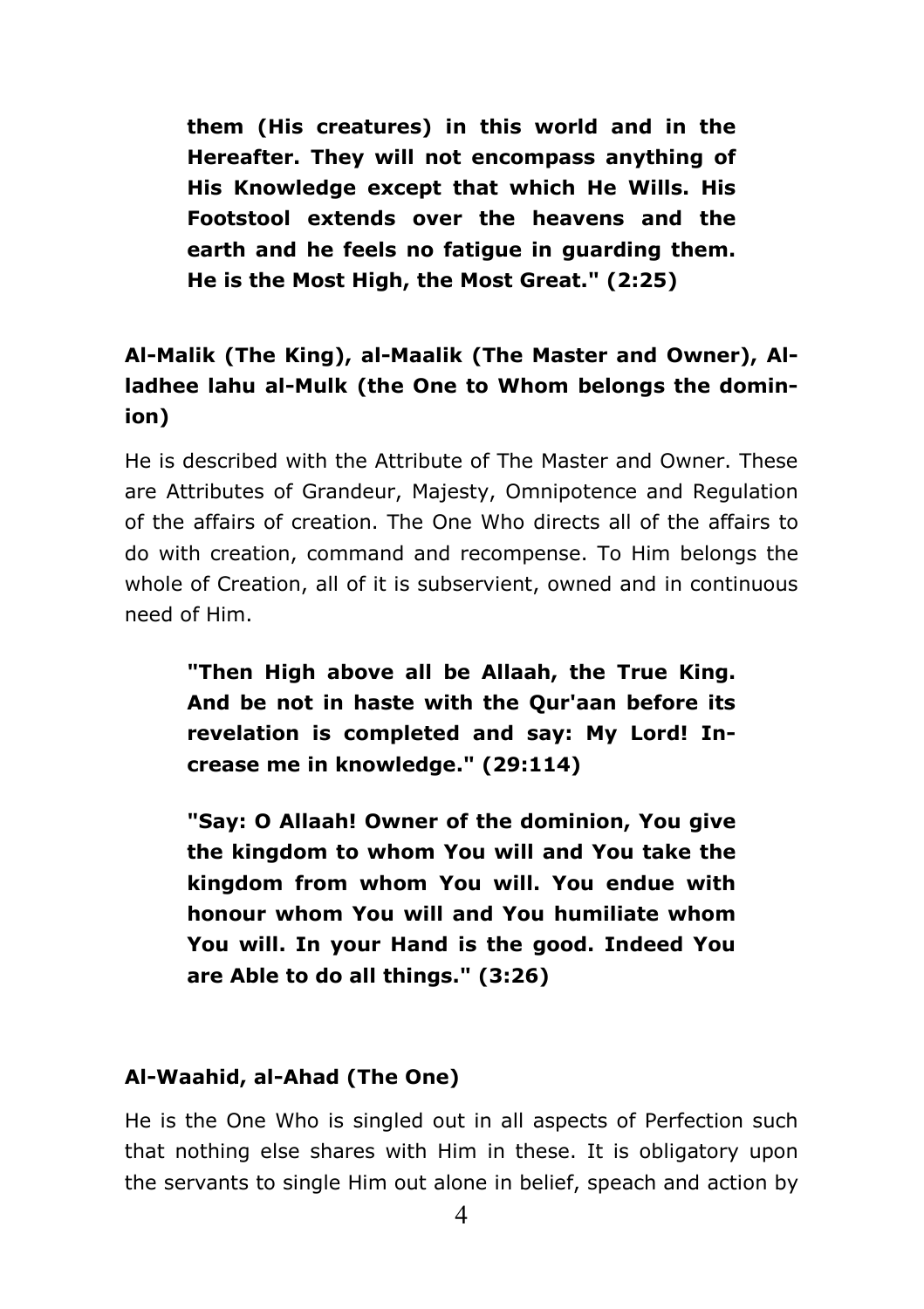**them (His creatures) in this world and in the Hereafter. They will not encompass anything of His Knowledge except that which He Wills. His Footstool extends over the heavens and the earth and he feels no fatigue in guarding them. He is the Most High, the Most Great." (2:25)**

### Al-Malik (The King), al-Maalik (The Master and Owner), Al-ladhee lahu al-Mulk (the One to Whom belongs the dominion)

He is described with the Attribute of The Master and Owner. These are Attributes of Grandeur, Majesty, Omnipotence and Regulation of the affairs of creation. The One Who directs all of the affairs to do with creation, command and recompense. To Him belongs the whole of Creation, all of it is subservient, owned and in continuous need of Him.

> **"Then High above all be Allaah, the True King. And be not in haste with the Qur'aan before its revelation is completed and say: My Lord! Increase me in knowledge." (29:114)**

> **"Say: O Allaah! Owner of the dominion, You give the kingdom to whom You will and You take the kingdom from whom You will. You endue with honour whom You will and You humiliate whom You will. In your Hand is the good. Indeed You are Able to do all things." (3:26)**

### Al-Waahid, al-Ahad (The One)

He is the One Who is singled out in all aspects of Perfection such that nothing else shares with Him in these. It is obligatory upon the servants to single Him out alone in belief, speach and action by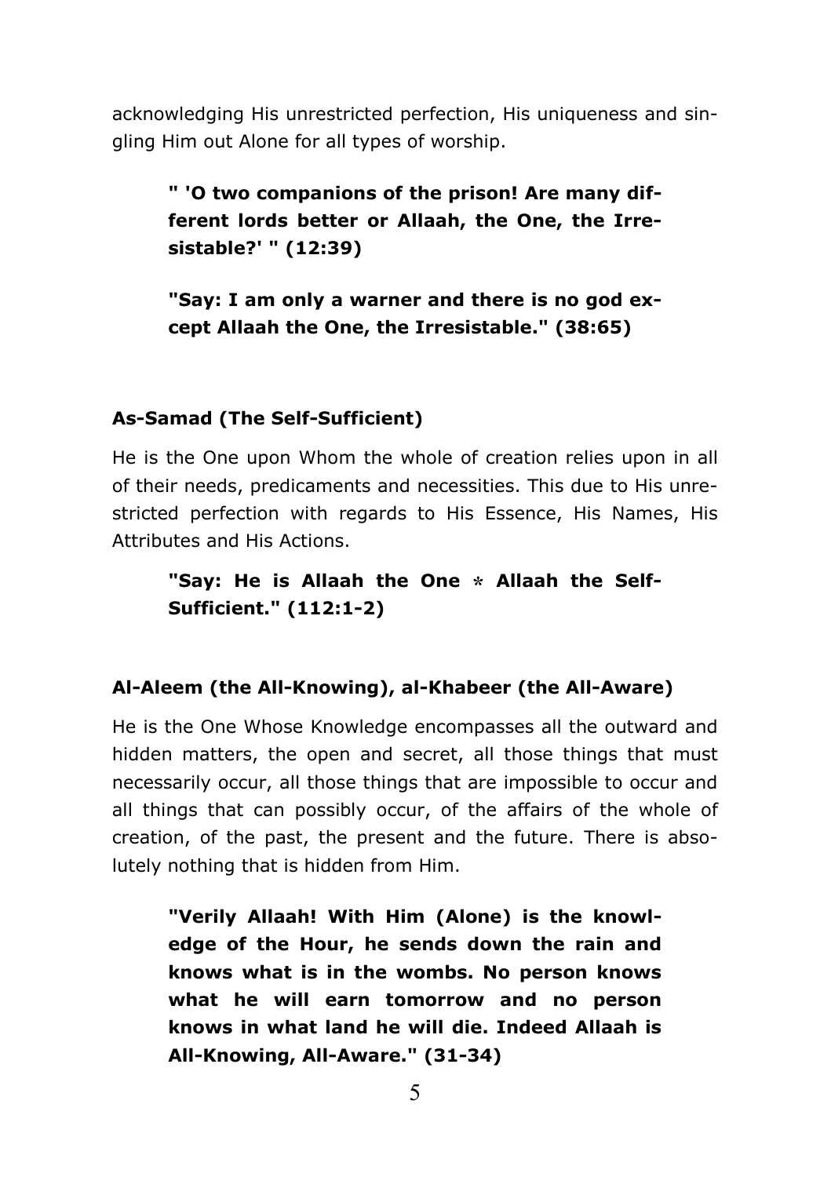acknowledging His unrestricted perfection, His uniqueness and singling Him out Alone for all types of worship.

> **" 'O two companions of the prison! Are many different lords better or Allaah, the One, the Irresistable?' " (12:39)**

> **"Say: I am only a warner and there is no god except Allaah the One, the Irresistable." (38:65)**

### As-Samad (The Self-Sufficient)

He is the One upon Whom the whole of creation relies upon in all of their needs, predicaments and necessities. This due to His unrestricted perfection with regards to His Essence, His Names, His Attributes and His Actions.

> **"Say: He is Allaah the One * Allaah the Self-Sufficient." (112:1-2)**

### Al-Aleem (the All-Knowing), al-Khabeer (the All-Aware)

He is the One Whose Knowledge encompasses all the outward and hidden matters, the open and secret, all those things that must necessarily occur, all those things that are impossible to occur and all things that can possibly occur, of the affairs of the whole of creation, of the past, the present and the future. There is absolutely nothing that is hidden from Him.

> **"Verily Allaah! With Him (Alone) is the knowledge of the Hour, he sends down the rain and knows what is in the wombs. No person knows what he will earn tomorrow and no person knows in what land he will die. Indeed Allaah is All-Knowing, All-Aware." (31-34)**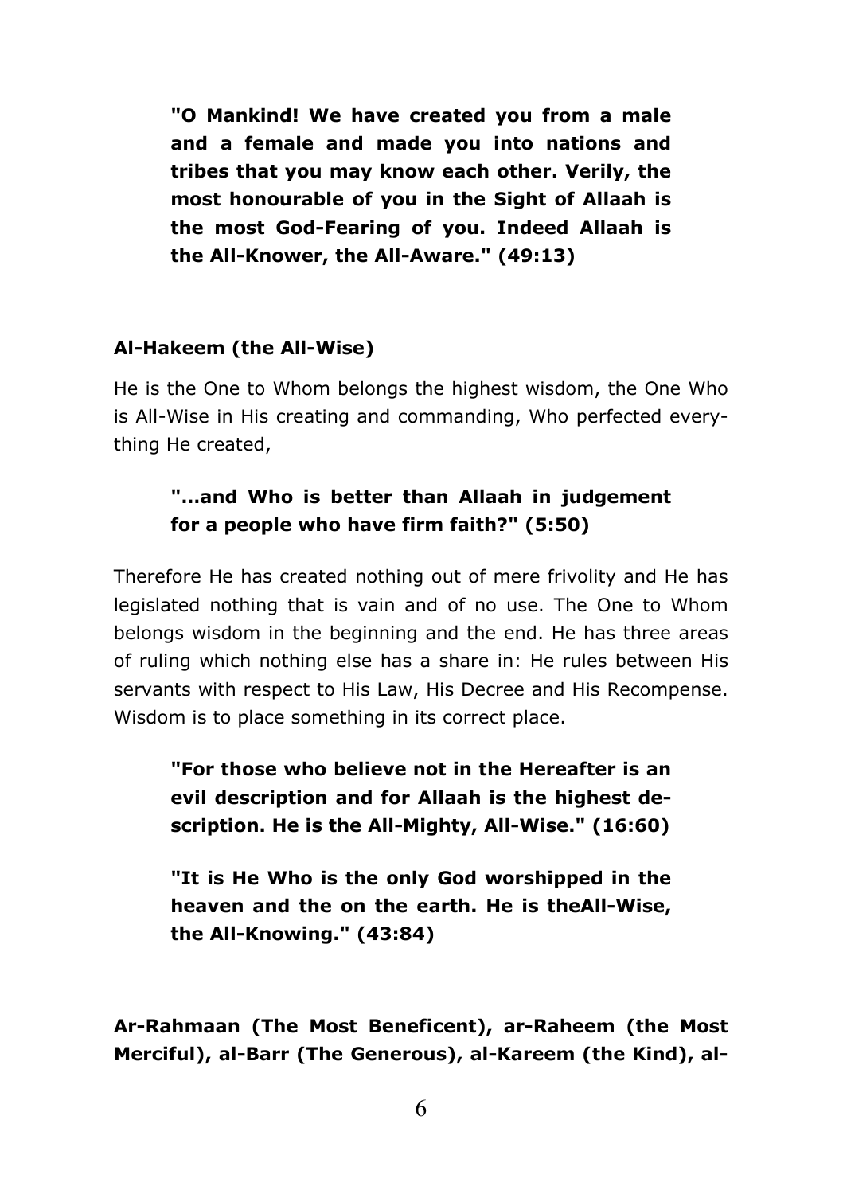**"O Mankind! We have created you from a male and a female and made you into nations and tribes that you may know each other. Verily, the most honourable of you in the Sight of Allaah is the most God-Fearing of you. Indeed Allaah is the All-Knower, the All-Aware." (49:13)**

**Al-Hakeem (the All-Wise)**

He is the One to Whom belongs the highest wisdom, the One Who is All-Wise in His creating and commanding, Who perfected everything He created,

**"...and Who is better than Allaah in judgement for a people who have firm faith?" (5:50)**

Therefore He has created nothing out of mere frivolity and He has legislated nothing that is vain and of no use. The One to Whom belongs wisdom in the beginning and the end. He has three areas of ruling which nothing else has a share in: He rules between His servants with respect to His Law, His Decree and His Recompense. Wisdom is to place something in its correct place.

**"For those who believe not in the Hereafter is an evil description and for Allaah is the highest description. He is the All-Mighty, All-Wise." (16:60)**

**"It is He Who is the only God worshipped in the heaven and the on the earth. He is theAll-Wise, the All-Knowing." (43:84)**

**Ar-Rahmaan (The Most Beneficent), ar-Raheem (the Most Merciful), al-Barr (The Generous), al-Kareem (the Kind), al-**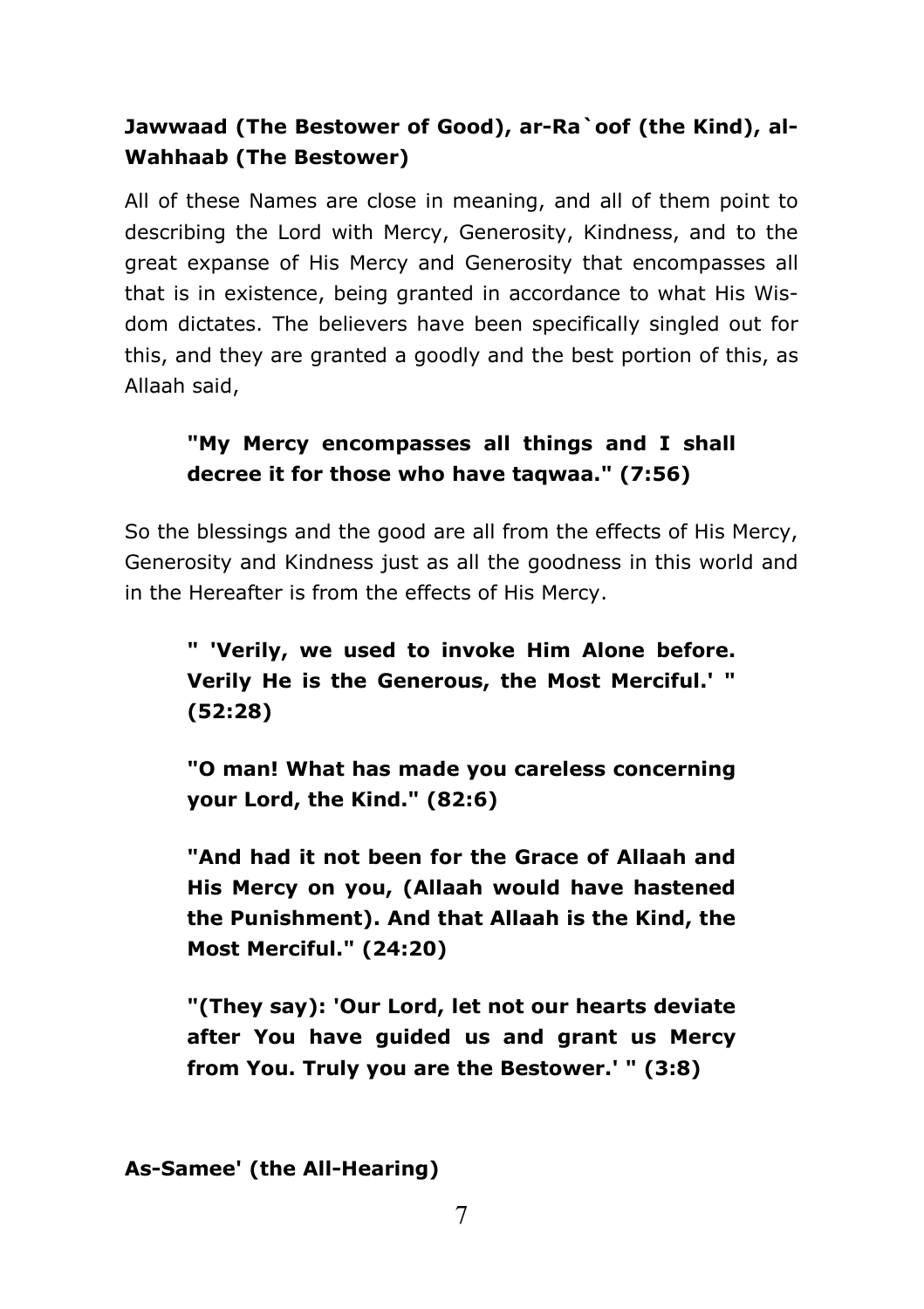**Jawwaad (The Bestower of Good), ar-Ra`oof (the Kind), al-Wahhaab (The Bestower)**

All of these Names are close in meaning, and all of them point to describing the Lord with Mercy, Generosity, Kindness, and to the great expanse of His Mercy and Generosity that encompasses all that is in existence, being granted in accordance to what His Wisdom dictates. The believers have been specifically singled out for this, and they are granted a goodly and the best portion of this, as Allaah said,

> **"My Mercy encompasses all things and I shall decree it for those who have taqwaa." (7:56)**

So the blessings and the good are all from the effects of His Mercy, Generosity and Kindness just as all the goodness in this world and in the Hereafter is from the effects of His Mercy.

> **" 'Verily, we used to invoke Him Alone before. Verily He is the Generous, the Most Merciful.' " (52:28)**
>
> **"O man! What has made you careless concerning your Lord, the Kind." (82:6)**
>
> **"And had it not been for the Grace of Allaah and His Mercy on you, (Allaah would have hastened the Punishment). And that Allaah is the Kind, the Most Merciful." (24:20)**
>
> **"(They say): 'Our Lord, let not our hearts deviate after You have guided us and grant us Mercy from You. Truly you are the Bestower.' " (3:8)**

**As-Samee' (the All-Hearing)**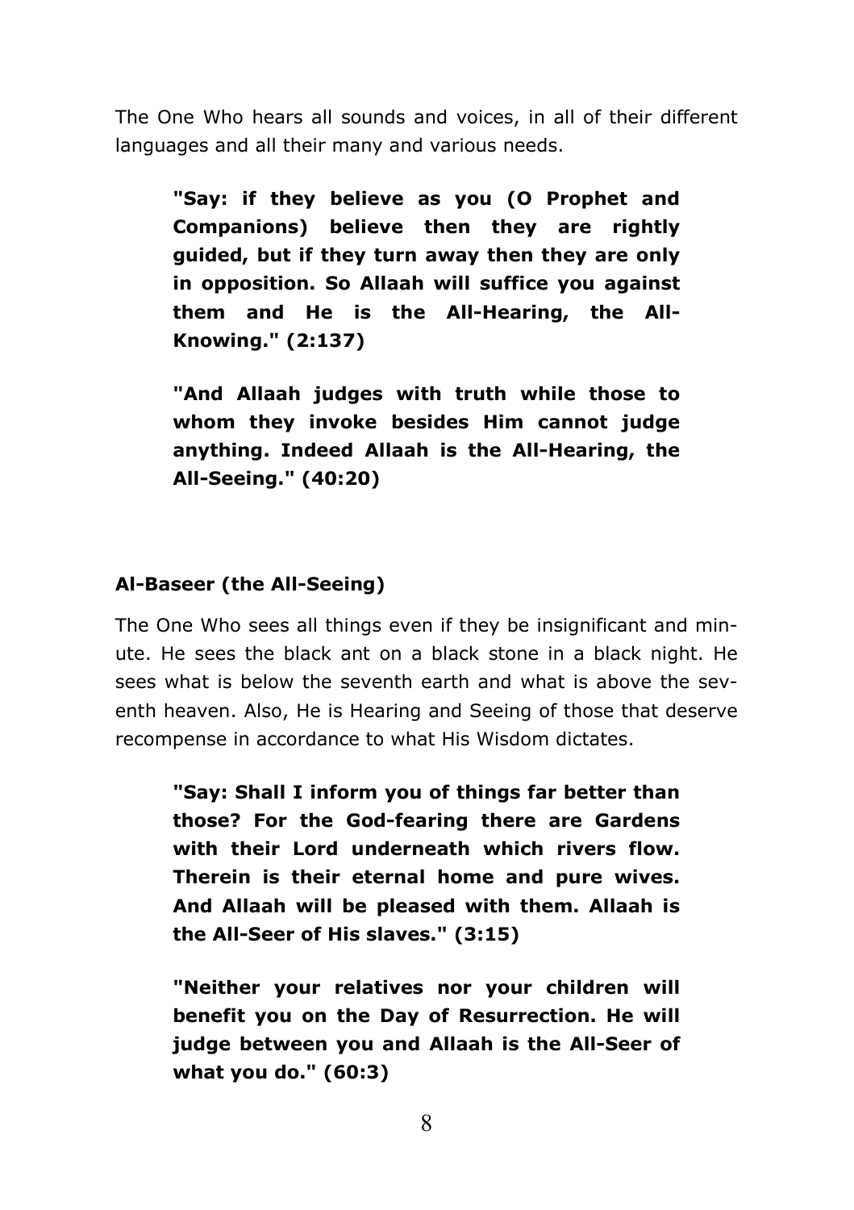The One Who hears all sounds and voices, in all of their different languages and all their many and various needs.

> **"Say: if they believe as you (O Prophet and Companions) believe then they are rightly guided, but if they turn away then they are only in opposition. So Allaah will suffice you against them and He is the All-Hearing, the All-Knowing." (2:137)**

> **"And Allaah judges with truth while those to whom they invoke besides Him cannot judge anything. Indeed Allaah is the All-Hearing, the All-Seeing." (40:20)**

**Al-Baseer (the All-Seeing)**

The One Who sees all things even if they be insignificant and minute. He sees the black ant on a black stone in a black night. He sees what is below the seventh earth and what is above the seventh heaven. Also, He is Hearing and Seeing of those that deserve recompense in accordance to what His Wisdom dictates.

> **"Say: Shall I inform you of things far better than those? For the God-fearing there are Gardens with their Lord underneath which rivers flow. Therein is their eternal home and pure wives. And Allaah will be pleased with them. Allaah is the All-Seer of His slaves." (3:15)**

> **"Neither your relatives nor your children will benefit you on the Day of Resurrection. He will judge between you and Allaah is the All-Seer of what you do." (60:3)**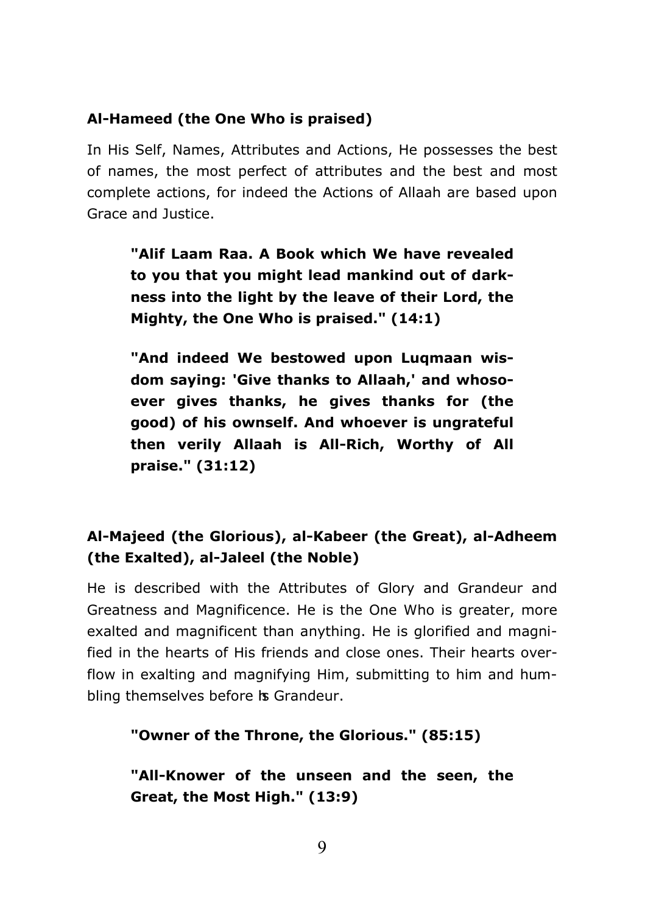### Al-Hameed (the One Who is praised)

In His Self, Names, Attributes and Actions, He possesses the best of names, the most perfect of attributes and the best and most complete actions, for indeed the Actions of Allaah are based upon Grace and Justice.

> **"Alif Laam Raa. A Book which We have revealed to you that you might lead mankind out of darkness into the light by the leave of their Lord, the Mighty, the One Who is praised." (14:1)**

> **"And indeed We bestowed upon Luqmaan wisdom saying: 'Give thanks to Allaah,' and whosoever gives thanks, he gives thanks for (the good) of his ownself. And whoever is ungrateful then verily Allaah is All-Rich, Worthy of All praise." (31:12)**

### Al-Majeed (the Glorious), al-Kabeer (the Great), al-Adheem (the Exalted), al-Jaleel (the Noble)

He is described with the Attributes of Glory and Grandeur and Greatness and Magnificence. He is the One Who is greater, more exalted and magnificent than anything. He is glorified and magnified in the hearts of His friends and close ones. Their hearts overflow in exalting and magnifying Him, submitting to him and humbling themselves before his Grandeur.

> **"Owner of the Throne, the Glorious." (85:15)**

> **"All-Knower of the unseen and the seen, the Great, the Most High." (13:9)**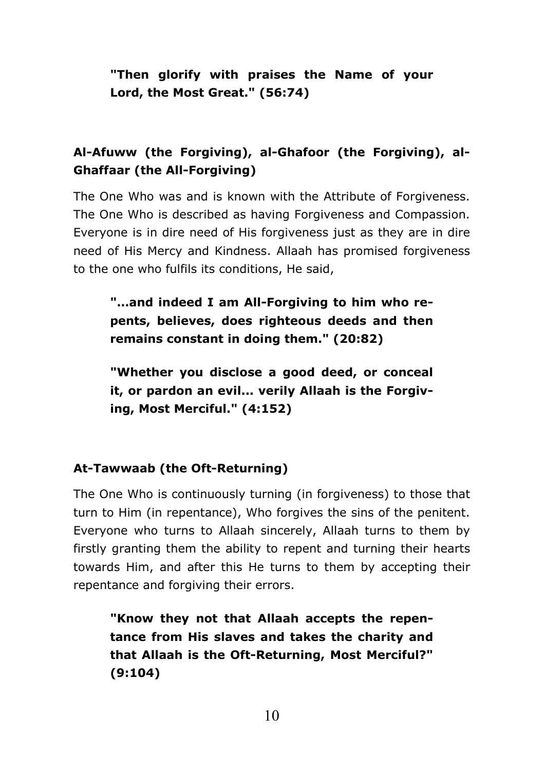> **"Then glorify with praises the Name of your Lord, the Most Great." (56:74)**

### Al-Afuww (the Forgiving), al-Ghafoor (the Forgiving), al-Ghaffaar (the All-Forgiving)

The One Who was and is known with the Attribute of Forgiveness. The One Who is described as having Forgiveness and Compassion. Everyone is in dire need of His forgiveness just as they are in dire need of His Mercy and Kindness. Allaah has promised forgiveness to the one who fulfils its conditions, He said,

> **"...and indeed I am All-Forgiving to him who repents, believes, does righteous deeds and then remains constant in doing them." (20:82)**

> **"Whether you disclose a good deed, or conceal it, or pardon an evil... verily Allaah is the Forgiving, Most Merciful." (4:152)**

### At-Tawwaab (the Oft-Returning)

The One Who is continuously turning (in forgiveness) to those that turn to Him (in repentance), Who forgives the sins of the penitent. Everyone who turns to Allaah sincerely, Allaah turns to them by firstly granting them the ability to repent and turning their hearts towards Him, and after this He turns to them by accepting their repentance and forgiving their errors.

> **"Know they not that Allaah accepts the repentance from His slaves and takes the charity and that Allaah is the Oft-Returning, Most Merciful?" (9:104)**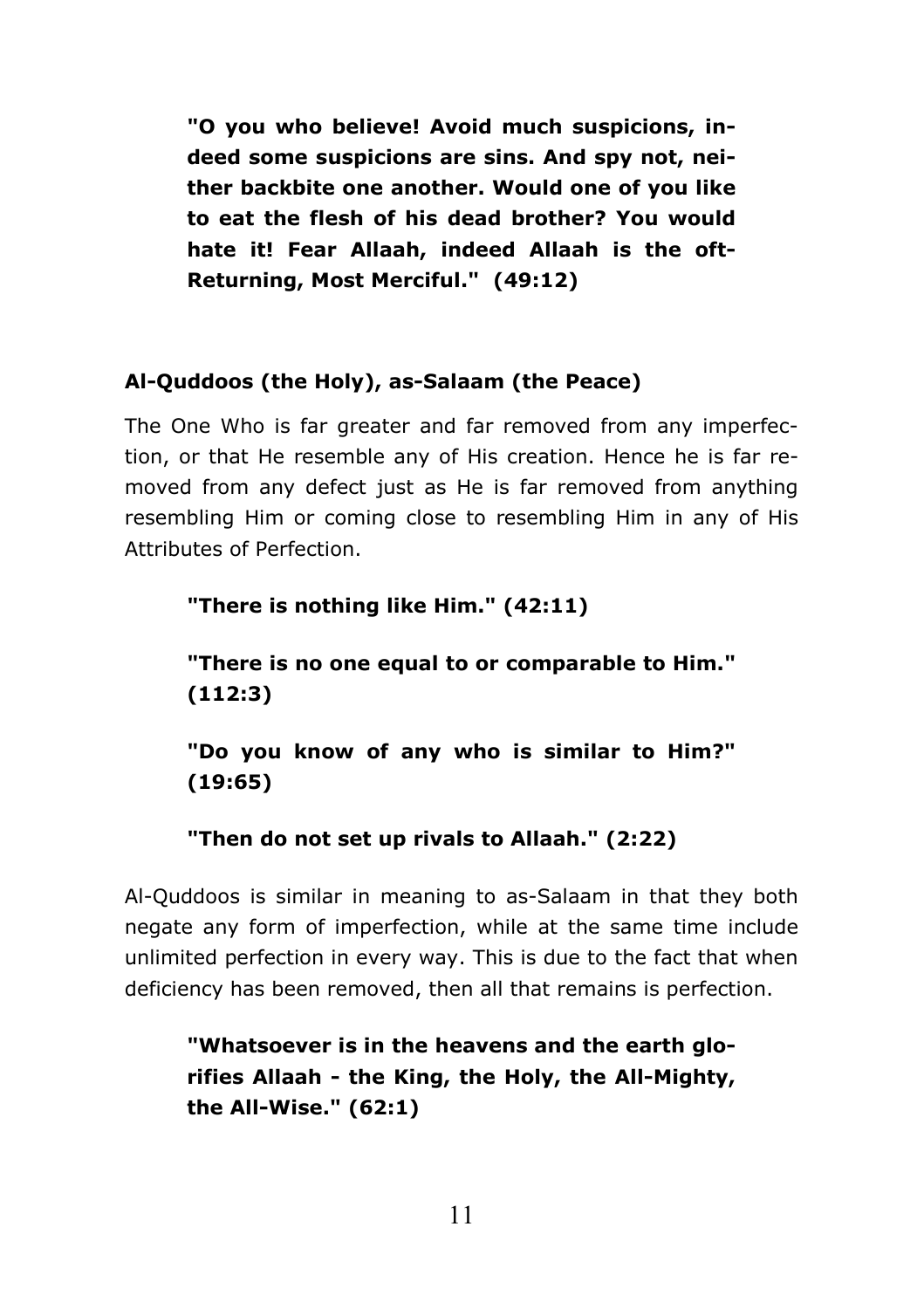**"O you who believe! Avoid much suspicions, indeed some suspicions are sins. And spy not, neither backbite one another. Would one of you like to eat the flesh of his dead brother? You would hate it! Fear Allaah, indeed Allaah is the oft-Returning, Most Merciful." (49:12)**

**Al-Quddoos (the Holy), as-Salaam (the Peace)**

The One Who is far greater and far removed from any imperfection, or that He resemble any of His creation. Hence he is far removed from any defect just as He is far removed from anything resembling Him or coming close to resembling Him in any of His Attributes of Perfection.

**"There is nothing like Him." (42:11)**

**"There is no one equal to or comparable to Him." (112:3)**

**"Do you know of any who is similar to Him?" (19:65)**

**"Then do not set up rivals to Allaah." (2:22)**

Al-Quddoos is similar in meaning to as-Salaam in that they both negate any form of imperfection, while at the same time include unlimited perfection in every way. This is due to the fact that when deficiency has been removed, then all that remains is perfection.

**"Whatsoever is in the heavens and the earth glorifies Allaah - the King, the Holy, the All-Mighty, the All-Wise." (62:1)**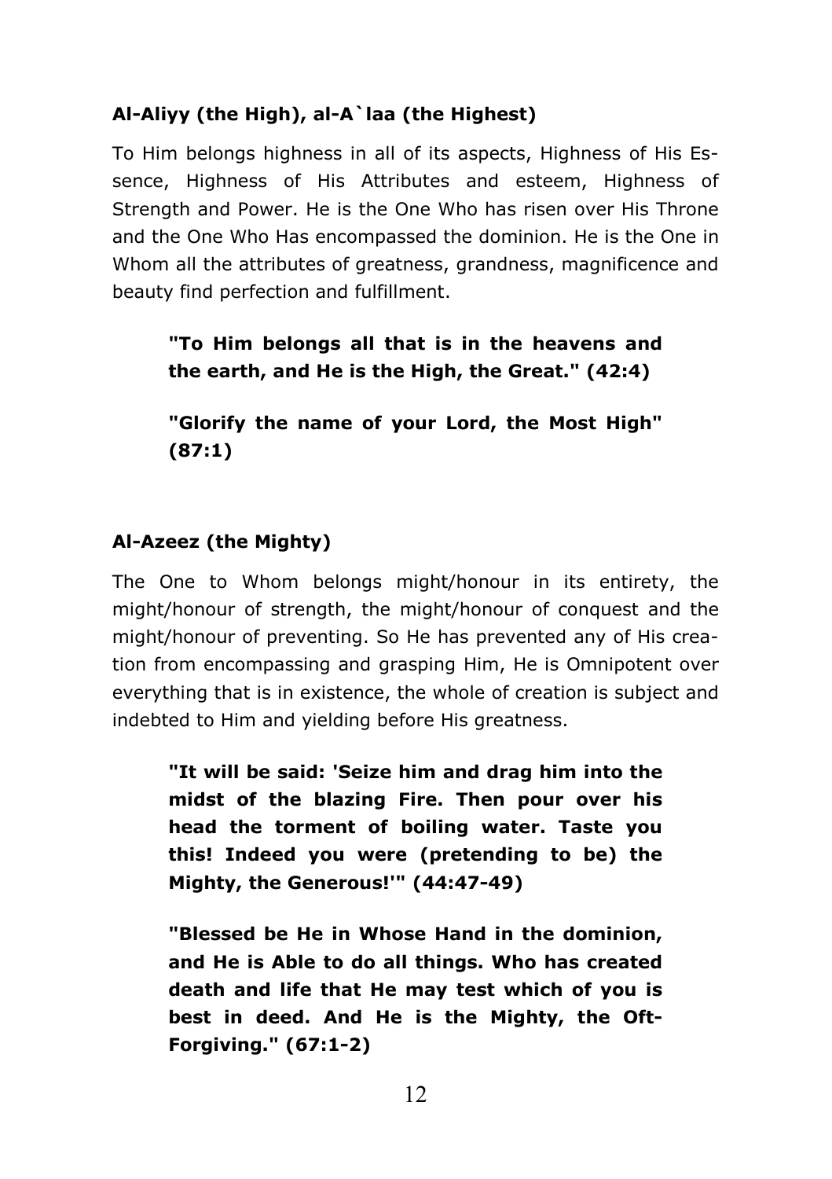### Al-Aliyy (the High), al-A`laa (the Highest)

To Him belongs highness in all of its aspects, Highness of His Essence, Highness of His Attributes and esteem, Highness of Strength and Power. He is the One Who has risen over His Throne and the One Who Has encompassed the dominion. He is the One in Whom all the attributes of greatness, grandness, magnificence and beauty find perfection and fulfillment.

> **"To Him belongs all that is in the heavens and the earth, and He is the High, the Great." (42:4)**
>
> **"Glorify the name of your Lord, the Most High" (87:1)**

### Al-Azeez (the Mighty)

The One to Whom belongs might/honour in its entirety, the might/honour of strength, the might/honour of conquest and the might/honour of preventing. So He has prevented any of His creation from encompassing and grasping Him, He is Omnipotent over everything that is in existence, the whole of creation is subject and indebted to Him and yielding before His greatness.

> **"It will be said: 'Seize him and drag him into the midst of the blazing Fire. Then pour over his head the torment of boiling water. Taste you this! Indeed you were (pretending to be) the Mighty, the Generous!'" (44:47-49)**
>
> **"Blessed be He in Whose Hand in the dominion, and He is Able to do all things. Who has created death and life that He may test which of you is best in deed. And He is the Mighty, the Oft-Forgiving." (67:1-2)**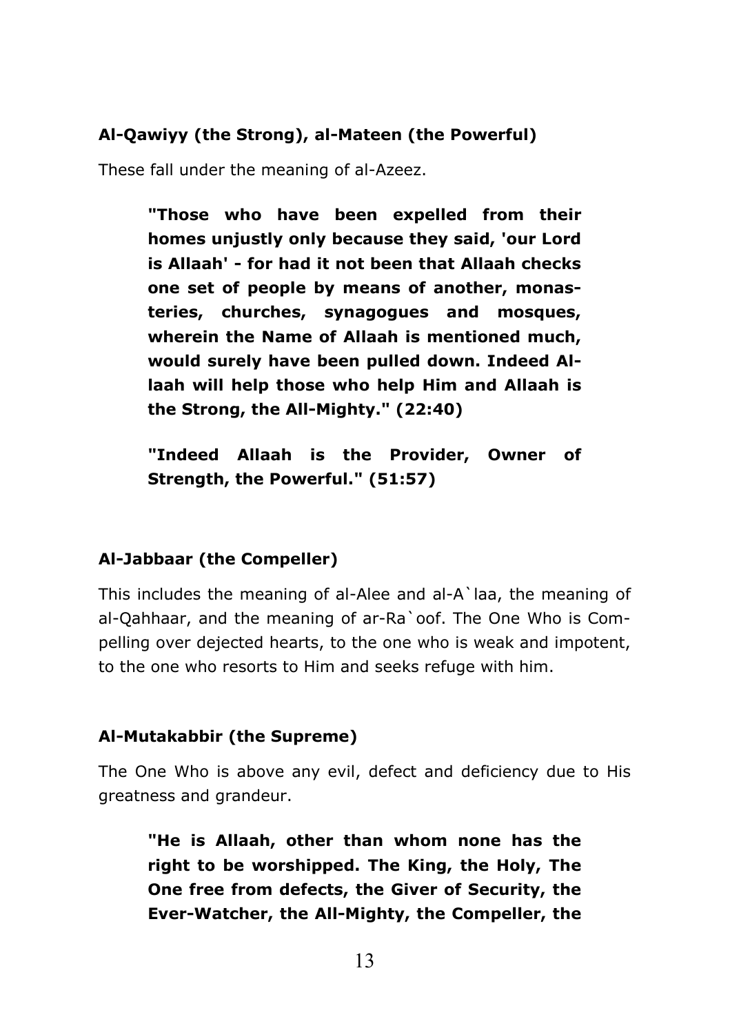**Al-Qawiyy (the Strong), al-Mateen (the Powerful)**

These fall under the meaning of al-Azeez.

> **"Those who have been expelled from their homes unjustly only because they said, 'our Lord is Allaah' - for had it not been that Allaah checks one set of people by means of another, monasteries, churches, synagogues and mosques, wherein the Name of Allaah is mentioned much, would surely have been pulled down. Indeed Allaah will help those who help Him and Allaah is the Strong, the All-Mighty." (22:40)**

> **"Indeed Allaah is the Provider, Owner of Strength, the Powerful." (51:57)**

**Al-Jabbaar (the Compeller)**

This includes the meaning of al-Alee and al-A`laa, the meaning of al-Qahhaar, and the meaning of ar-Ra`oof. The One Who is Compelling over dejected hearts, to the one who is weak and impotent, to the one who resorts to Him and seeks refuge with him.

**Al-Mutakabbir (the Supreme)**

The One Who is above any evil, defect and deficiency due to His greatness and grandeur.

> **"He is Allaah, other than whom none has the right to be worshipped. The King, the Holy, The One free from defects, the Giver of Security, the Ever-Watcher, the All-Mighty, the Compeller, the**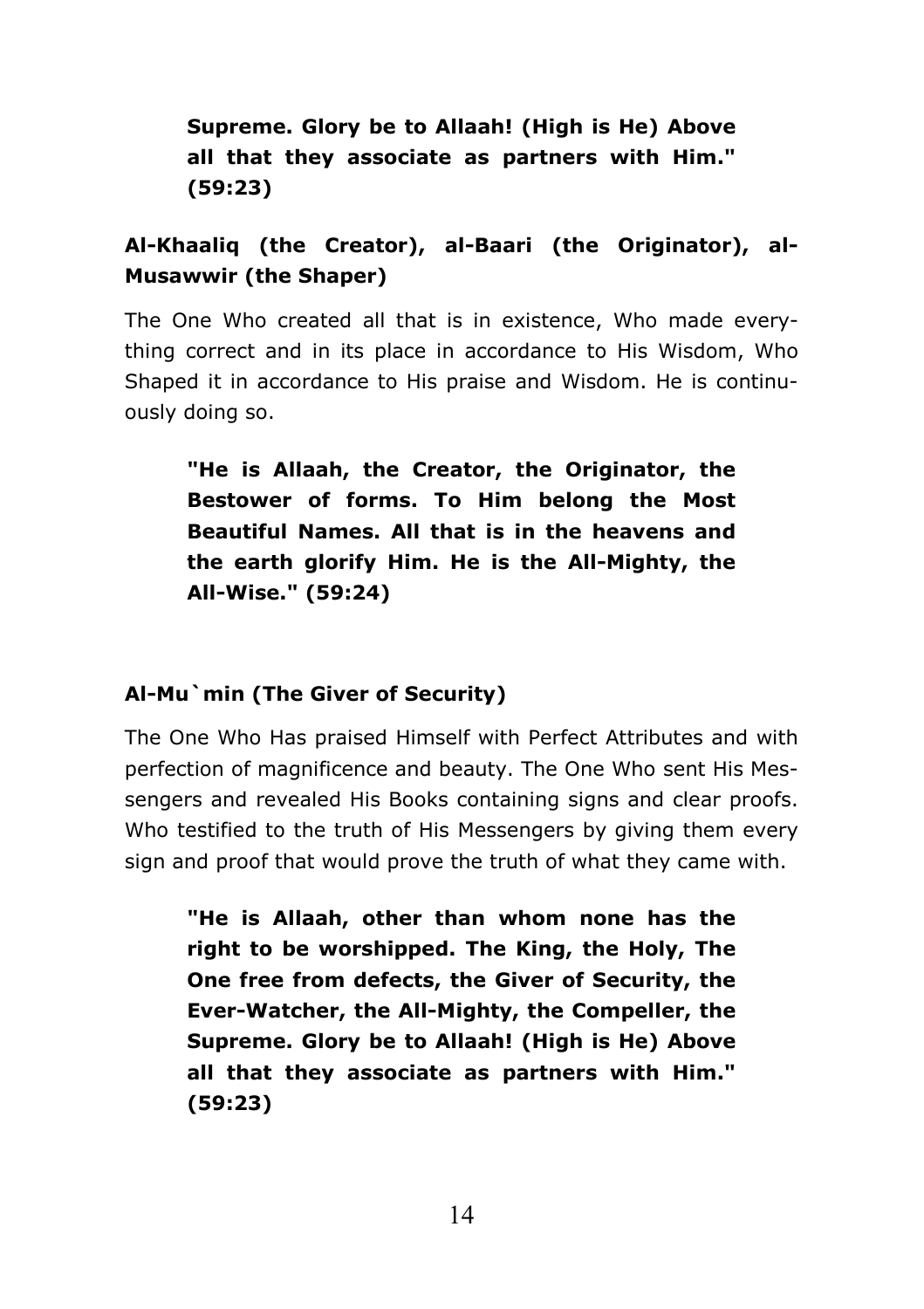> **Supreme. Glory be to Allaah! (High is He) Above all that they associate as partners with Him." (59:23)**

**Al-Khaaliq (the Creator), al-Baari (the Originator), al-Musawwir (the Shaper)**

The One Who created all that is in existence, Who made everything correct and in its place in accordance to His Wisdom, Who Shaped it in accordance to His praise and Wisdom. He is continuously doing so.

> **"He is Allaah, the Creator, the Originator, the Bestower of forms. To Him belong the Most Beautiful Names. All that is in the heavens and the earth glorify Him. He is the All-Mighty, the All-Wise." (59:24)**

**Al-Mu`min (The Giver of Security)**

The One Who Has praised Himself with Perfect Attributes and with perfection of magnificence and beauty. The One Who sent His Messengers and revealed His Books containing signs and clear proofs. Who testified to the truth of His Messengers by giving them every sign and proof that would prove the truth of what they came with.

> **"He is Allaah, other than whom none has the right to be worshipped. The King, the Holy, The One free from defects, the Giver of Security, the Ever-Watcher, the All-Mighty, the Compeller, the Supreme. Glory be to Allaah! (High is He) Above all that they associate as partners with Him." (59:23)**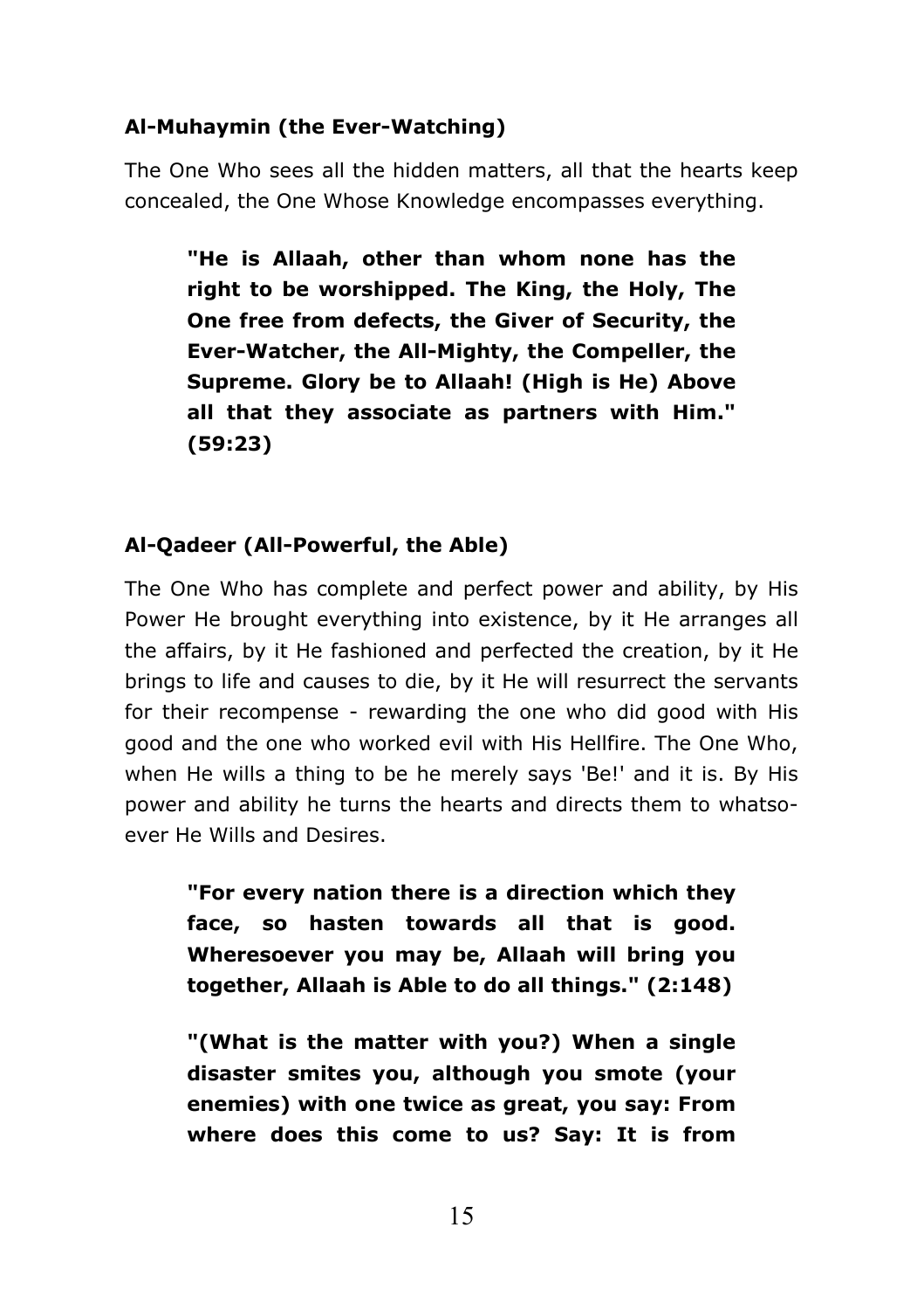**Al-Muhaymin (the Ever-Watching)**

The One Who sees all the hidden matters, all that the hearts keep concealed, the One Whose Knowledge encompasses everything.

> **"He is Allaah, other than whom none has the right to be worshipped. The King, the Holy, The One free from defects, the Giver of Security, the Ever-Watcher, the All-Mighty, the Compeller, the Supreme. Glory be to Allaah! (High is He) Above all that they associate as partners with Him." (59:23)**

**Al-Qadeer (All-Powerful, the Able)**

The One Who has complete and perfect power and ability, by His Power He brought everything into existence, by it He arranges all the affairs, by it He fashioned and perfected the creation, by it He brings to life and causes to die, by it He will resurrect the servants for their recompense - rewarding the one who did good with His good and the one who worked evil with His Hellfire. The One Who, when He wills a thing to be he merely says 'Be!' and it is. By His power and ability he turns the hearts and directs them to whatsoever He Wills and Desires.

> **"For every nation there is a direction which they face, so hasten towards all that is good. Wheresoever you may be, Allaah will bring you together, Allaah is Able to do all things." (2:148)**

> **"(What is the matter with you?) When a single disaster smites you, although you smote (your enemies) with one twice as great, you say: From where does this come to us? Say: It is from**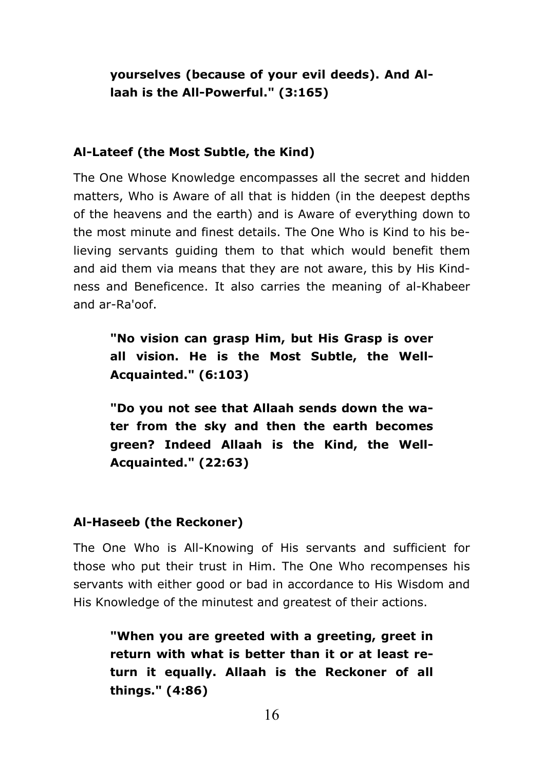**yourselves (because of your evil deeds). And Allaah is the All-Powerful." (3:165)**

**Al-Lateef (the Most Subtle, the Kind)**

The One Whose Knowledge encompasses all the secret and hidden matters, Who is Aware of all that is hidden (in the deepest depths of the heavens and the earth) and is Aware of everything down to the most minute and finest details. The One Who is Kind to his believing servants guiding them to that which would benefit them and aid them via means that they are not aware, this by His Kindness and Beneficence. It also carries the meaning of al-Khabeer and ar-Ra'oof.

> **"No vision can grasp Him, but His Grasp is over all vision. He is the Most Subtle, the Well-Acquainted." (6:103)**

> **"Do you not see that Allaah sends down the water from the sky and then the earth becomes green? Indeed Allaah is the Kind, the Well-Acquainted." (22:63)**

**Al-Haseeb (the Reckoner)**

The One Who is All-Knowing of His servants and sufficient for those who put their trust in Him. The One Who recompenses his servants with either good or bad in accordance to His Wisdom and His Knowledge of the minutest and greatest of their actions.

> **"When you are greeted with a greeting, greet in return with what is better than it or at least return it equally. Allaah is the Reckoner of all things." (4:86)**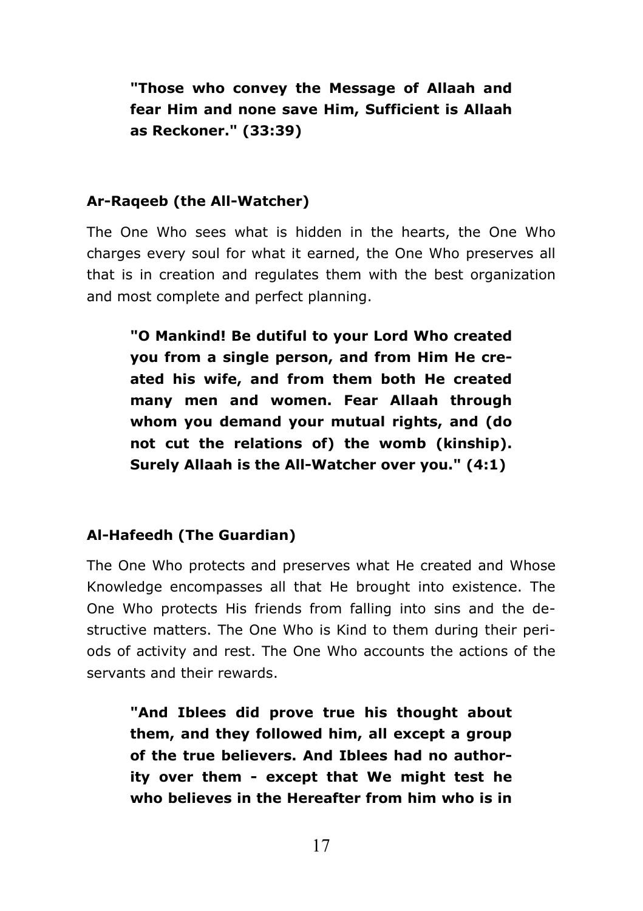> **"Those who convey the Message of Allaah and fear Him and none save Him, Sufficient is Allaah as Reckoner." (33:39)**

**Ar-Raqeeb (the All-Watcher)**

The One Who sees what is hidden in the hearts, the One Who charges every soul for what it earned, the One Who preserves all that is in creation and regulates them with the best organization and most complete and perfect planning.

> **"O Mankind! Be dutiful to your Lord Who created you from a single person, and from Him He created his wife, and from them both He created many men and women. Fear Allaah through whom you demand your mutual rights, and (do not cut the relations of) the womb (kinship). Surely Allaah is the All-Watcher over you." (4:1)**

**Al-Hafeedh (The Guardian)**

The One Who protects and preserves what He created and Whose Knowledge encompasses all that He brought into existence. The One Who protects His friends from falling into sins and the destructive matters. The One Who is Kind to them during their periods of activity and rest. The One Who accounts the actions of the servants and their rewards.

> **"And Iblees did prove true his thought about them, and they followed him, all except a group of the true believers. And Iblees had no authority over them - except that We might test he who believes in the Hereafter from him who is in**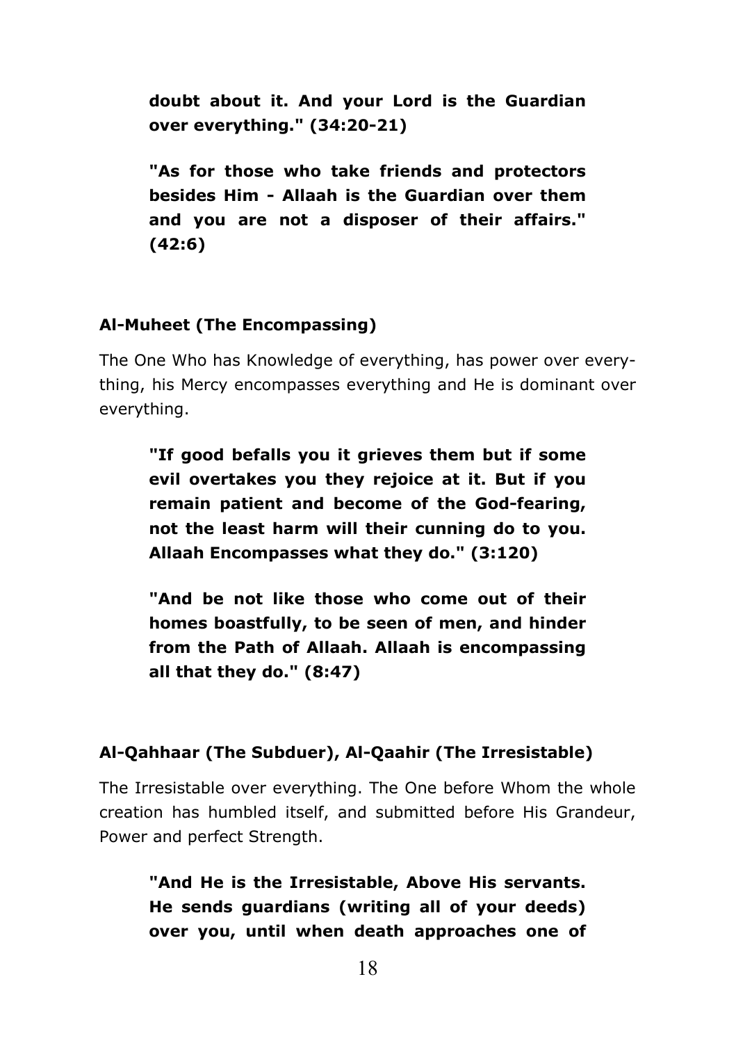**doubt about it. And your Lord is the Guardian over everything." (34:20-21)**

**"As for those who take friends and protectors besides Him - Allaah is the Guardian over them and you are not a disposer of their affairs." (42:6)**

### Al-Muheet (The Encompassing)

The One Who has Knowledge of everything, has power over everything, his Mercy encompasses everything and He is dominant over everything.

**"If good befalls you it grieves them but if some evil overtakes you they rejoice at it. But if you remain patient and become of the God-fearing, not the least harm will their cunning do to you. Allaah Encompasses what they do." (3:120)**

**"And be not like those who come out of their homes boastfully, to be seen of men, and hinder from the Path of Allaah. Allaah is encompassing all that they do." (8:47)**

### Al-Qahhaar (The Subduer), Al-Qaahir (The Irresistable)

The Irresistable over everything. The One before Whom the whole creation has humbled itself, and submitted before His Grandeur, Power and perfect Strength.

**"And He is the Irresistable, Above His servants. He sends guardians (writing all of your deeds) over you, until when death approaches one of**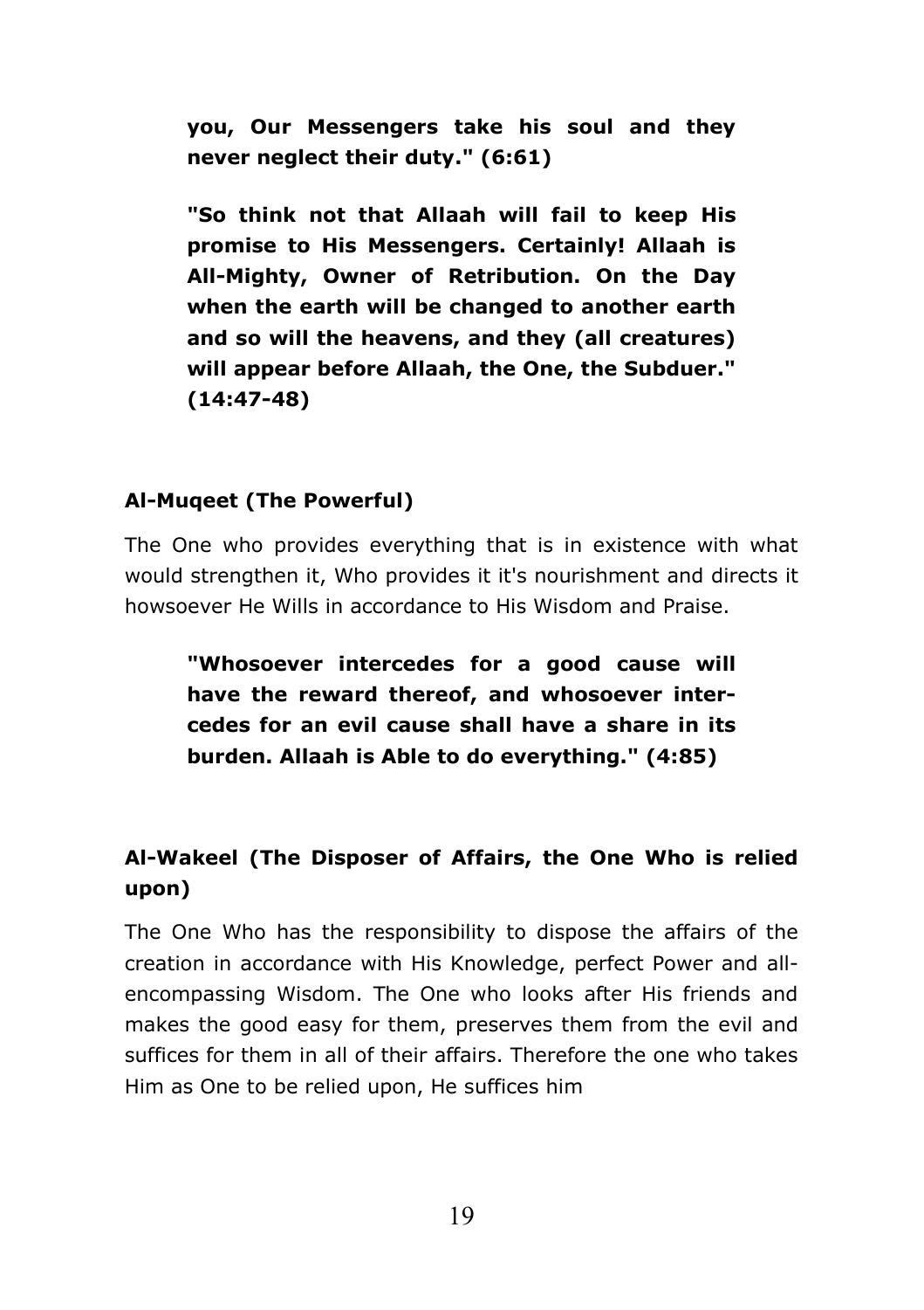**you, Our Messengers take his soul and they never neglect their duty." (6:61)**

**"So think not that Allaah will fail to keep His promise to His Messengers. Certainly! Allaah is All-Mighty, Owner of Retribution. On the Day when the earth will be changed to another earth and so will the heavens, and they (all creatures) will appear before Allaah, the One, the Subduer." (14:47-48)**

### Al-Muqeet (The Powerful)

The One who provides everything that is in existence with what would strengthen it, Who provides it it's nourishment and directs it howsoever He Wills in accordance to His Wisdom and Praise.

**"Whosoever intercedes for a good cause will have the reward thereof, and whosoever intercedes for an evil cause shall have a share in its burden. Allaah is Able to do everything." (4:85)**

### Al-Wakeel (The Disposer of Affairs, the One Who is relied upon)

The One Who has the responsibility to dispose the affairs of the creation in accordance with His Knowledge, perfect Power and all-encompassing Wisdom. The One who looks after His friends and makes the good easy for them, preserves them from the evil and suffices for them in all of their affairs. Therefore the one who takes Him as One to be relied upon, He suffices him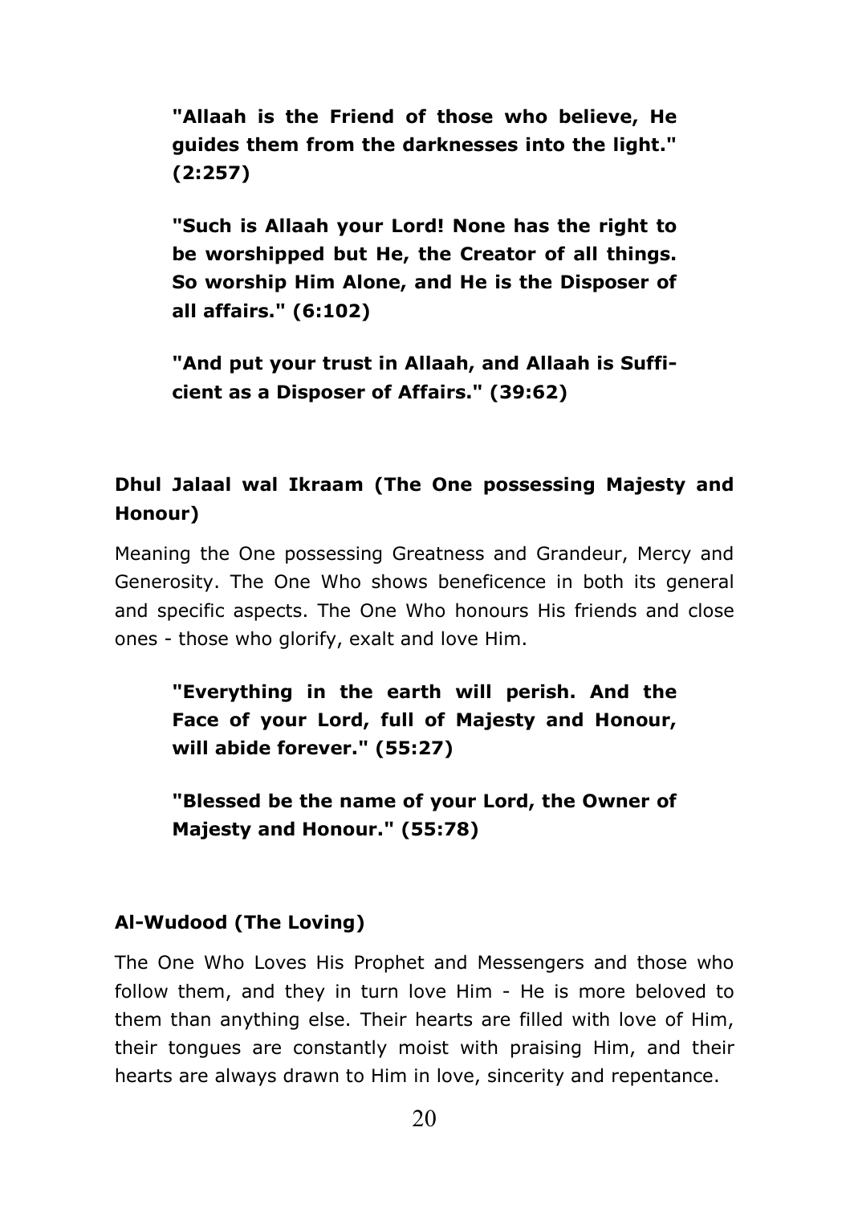**"Allaah is the Friend of those who believe, He guides them from the darknesses into the light." (2:257)**

**"Such is Allaah your Lord! None has the right to be worshipped but He, the Creator of all things. So worship Him Alone, and He is the Disposer of all affairs." (6:102)**

**"And put your trust in Allaah, and Allaah is Sufficient as a Disposer of Affairs." (39:62)**

### Dhul Jalaal wal Ikraam (The One possessing Majesty and Honour)

Meaning the One possessing Greatness and Grandeur, Mercy and Generosity. The One Who shows beneficence in both its general and specific aspects. The One Who honours His friends and close ones - those who glorify, exalt and love Him.

**"Everything in the earth will perish. And the Face of your Lord, full of Majesty and Honour, will abide forever." (55:27)**

**"Blessed be the name of your Lord, the Owner of Majesty and Honour." (55:78)**

### Al-Wudood (The Loving)

The One Who Loves His Prophet and Messengers and those who follow them, and they in turn love Him - He is more beloved to them than anything else. Their hearts are filled with love of Him, their tongues are constantly moist with praising Him, and their hearts are always drawn to Him in love, sincerity and repentance.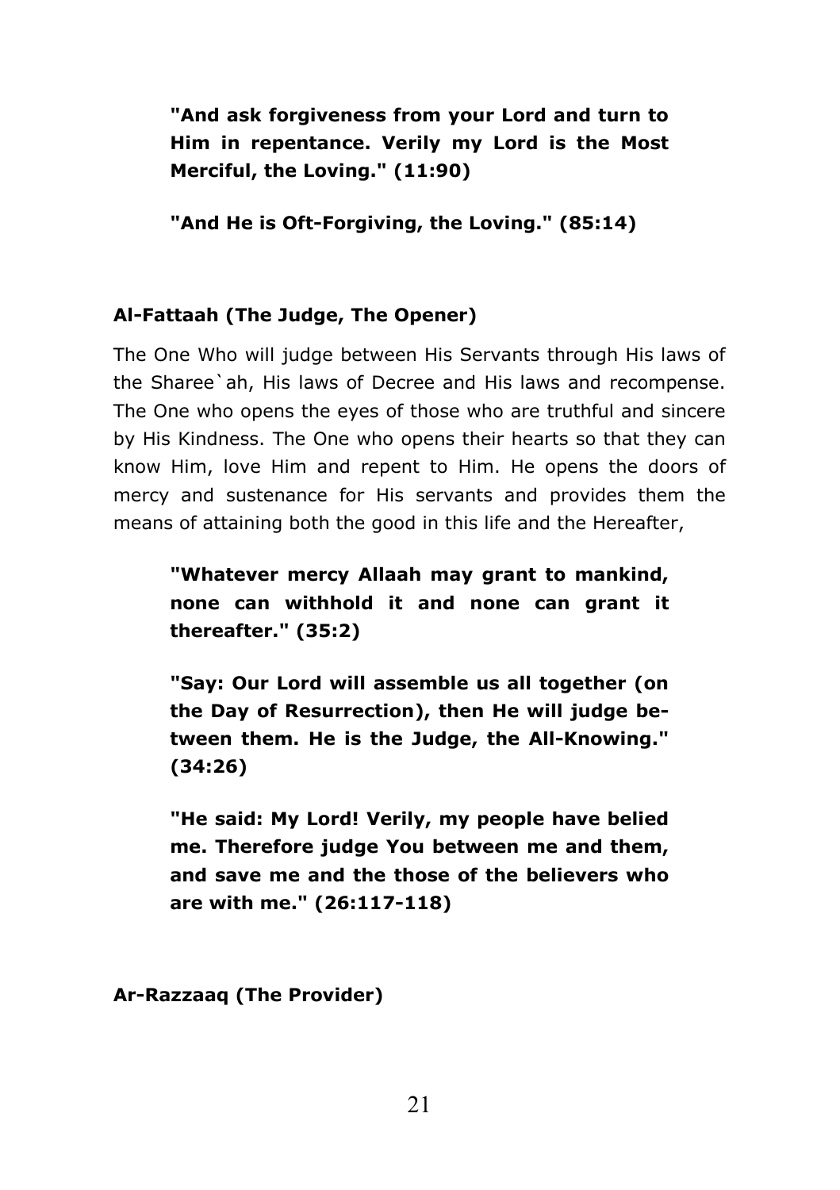> **"And ask forgiveness from your Lord and turn to Him in repentance. Verily my Lord is the Most Merciful, the Loving." (11:90)**

> **"And He is Oft-Forgiving, the Loving." (85:14)**

### Al-Fattaah (The Judge, The Opener)

The One Who will judge between His Servants through His laws of the Sharee`ah, His laws of Decree and His laws and recompense. The One who opens the eyes of those who are truthful and sincere by His Kindness. The One who opens their hearts so that they can know Him, love Him and repent to Him. He opens the doors of mercy and sustenance for His servants and provides them the means of attaining both the good in this life and the Hereafter,

> **"Whatever mercy Allaah may grant to mankind, none can withhold it and none can grant it thereafter." (35:2)**

> **"Say: Our Lord will assemble us all together (on the Day of Resurrection), then He will judge between them. He is the Judge, the All-Knowing." (34:26)**

> **"He said: My Lord! Verily, my people have belied me. Therefore judge You between me and them, and save me and the those of the believers who are with me." (26:117-118)**

### Ar-Razzaaq (The Provider)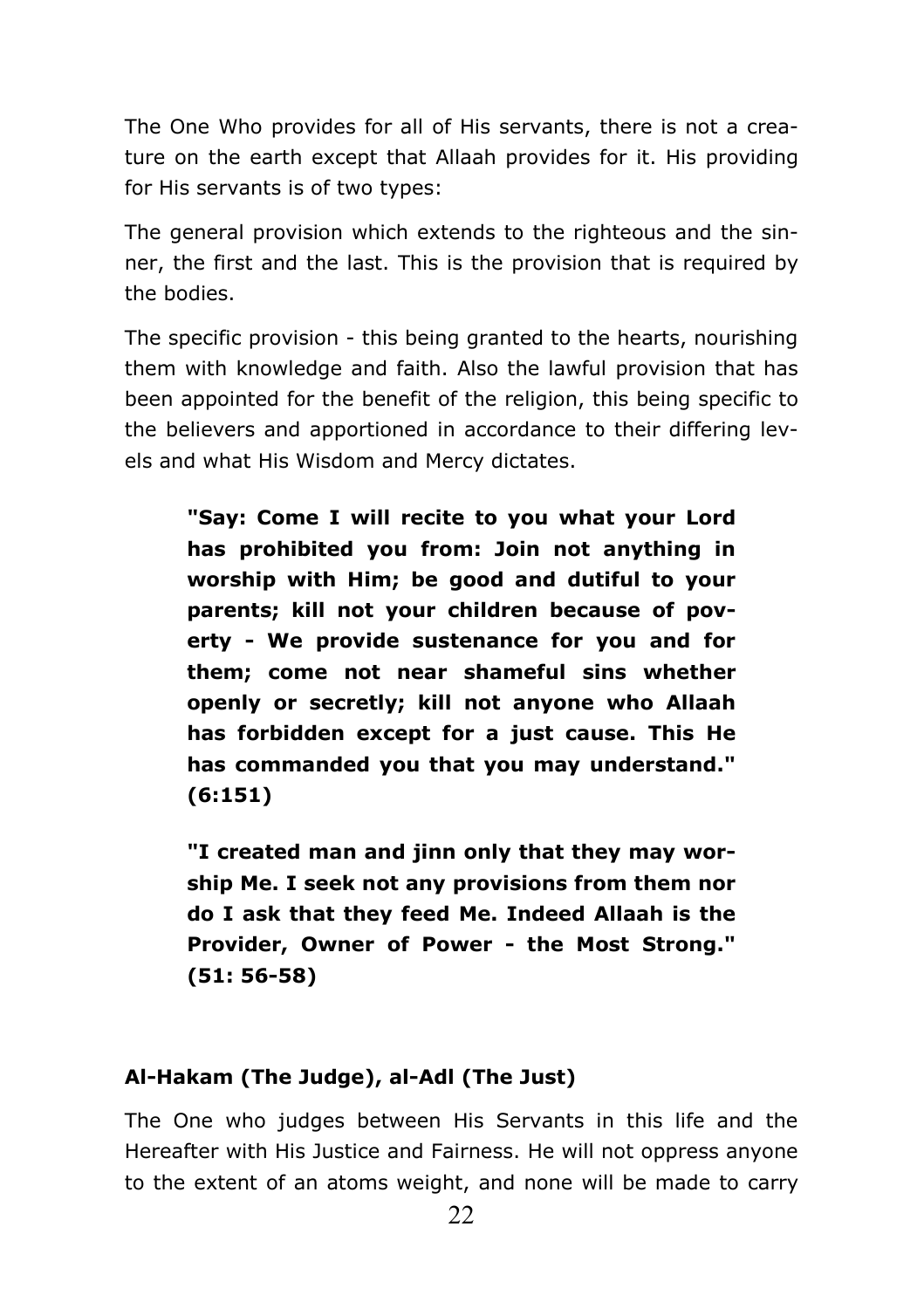The One Who provides for all of His servants, there is not a creature on the earth except that Allaah provides for it. His providing for His servants is of two types:

The general provision which extends to the righteous and the sinner, the first and the last. This is the provision that is required by the bodies.

The specific provision - this being granted to the hearts, nourishing them with knowledge and faith. Also the lawful provision that has been appointed for the benefit of the religion, this being specific to the believers and apportioned in accordance to their differing levels and what His Wisdom and Mercy dictates.

> **"Say: Come I will recite to you what your Lord has prohibited you from: Join not anything in worship with Him; be good and dutiful to your parents; kill not your children because of poverty - We provide sustenance for you and for them; come not near shameful sins whether openly or secretly; kill not anyone who Allaah has forbidden except for a just cause. This He has commanded you that you may understand." (6:151)**

> **"I created man and jinn only that they may worship Me. I seek not any provisions from them nor do I ask that they feed Me. Indeed Allaah is the Provider, Owner of Power - the Most Strong." (51: 56-58)**

### Al-Hakam (The Judge), al-Adl (The Just)

The One who judges between His Servants in this life and the Hereafter with His Justice and Fairness. He will not oppress anyone to the extent of an atoms weight, and none will be made to carry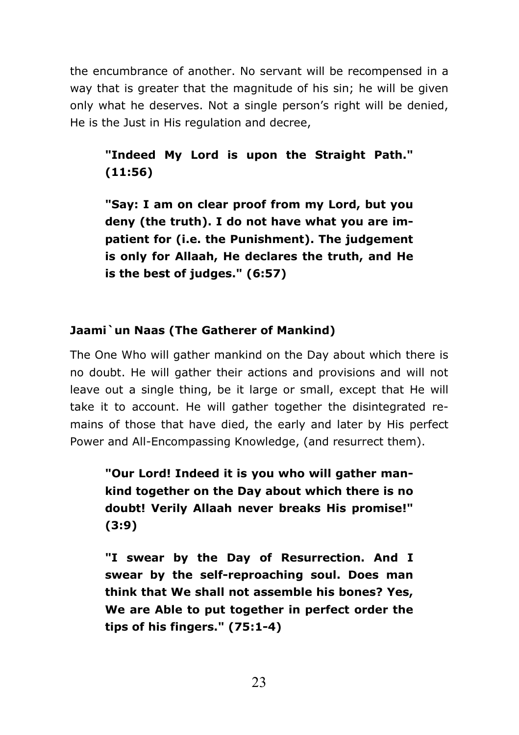the encumbrance of another. No servant will be recompensed in a way that is greater that the magnitude of his sin; he will be given only what he deserves. Not a single person's right will be denied, He is the Just in His regulation and decree,

> **"Indeed My Lord is upon the Straight Path." (11:56)**

> **"Say: I am on clear proof from my Lord, but you deny (the truth). I do not have what you are impatient for (i.e. the Punishment). The judgement is only for Allaah, He declares the truth, and He is the best of judges." (6:57)**

### Jaami`un Naas (The Gatherer of Mankind)

The One Who will gather mankind on the Day about which there is no doubt. He will gather their actions and provisions and will not leave out a single thing, be it large or small, except that He will take it to account. He will gather together the disintegrated remains of those that have died, the early and later by His perfect Power and All-Encompassing Knowledge, (and resurrect them).

> **"Our Lord! Indeed it is you who will gather mankind together on the Day about which there is no doubt! Verily Allaah never breaks His promise!" (3:9)**

> **"I swear by the Day of Resurrection. And I swear by the self-reproaching soul. Does man think that We shall not assemble his bones? Yes, We are Able to put together in perfect order the tips of his fingers." (75:1-4)**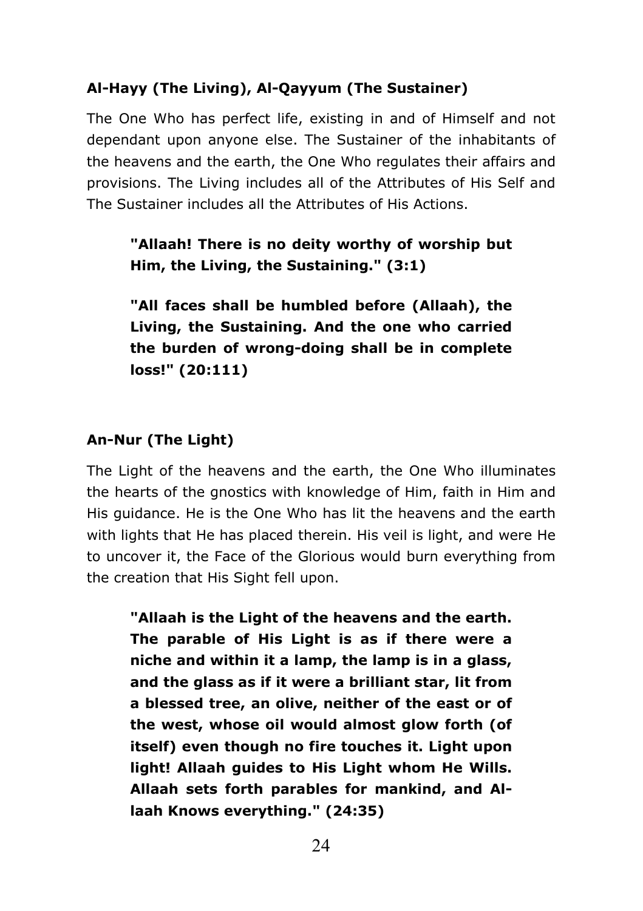### Al-Hayy (The Living), Al-Qayyum (The Sustainer)

The One Who has perfect life, existing in and of Himself and not dependant upon anyone else. The Sustainer of the inhabitants of the heavens and the earth, the One Who regulates their affairs and provisions. The Living includes all of the Attributes of His Self and The Sustainer includes all the Attributes of His Actions.

> **"Allaah! There is no deity worthy of worship but Him, the Living, the Sustaining." (3:1)**

> **"All faces shall be humbled before (Allaah), the Living, the Sustaining. And the one who carried the burden of wrong-doing shall be in complete loss!" (20:111)**

### An-Nur (The Light)

The Light of the heavens and the earth, the One Who illuminates the hearts of the gnostics with knowledge of Him, faith in Him and His guidance. He is the One Who has lit the heavens and the earth with lights that He has placed therein. His veil is light, and were He to uncover it, the Face of the Glorious would burn everything from the creation that His Sight fell upon.

> **"Allaah is the Light of the heavens and the earth. The parable of His Light is as if there were a niche and within it a lamp, the lamp is in a glass, and the glass as if it were a brilliant star, lit from a blessed tree, an olive, neither of the east or of the west, whose oil would almost glow forth (of itself) even though no fire touches it. Light upon light! Allaah guides to His Light whom He Wills. Allaah sets forth parables for mankind, and Allaah Knows everything." (24:35)**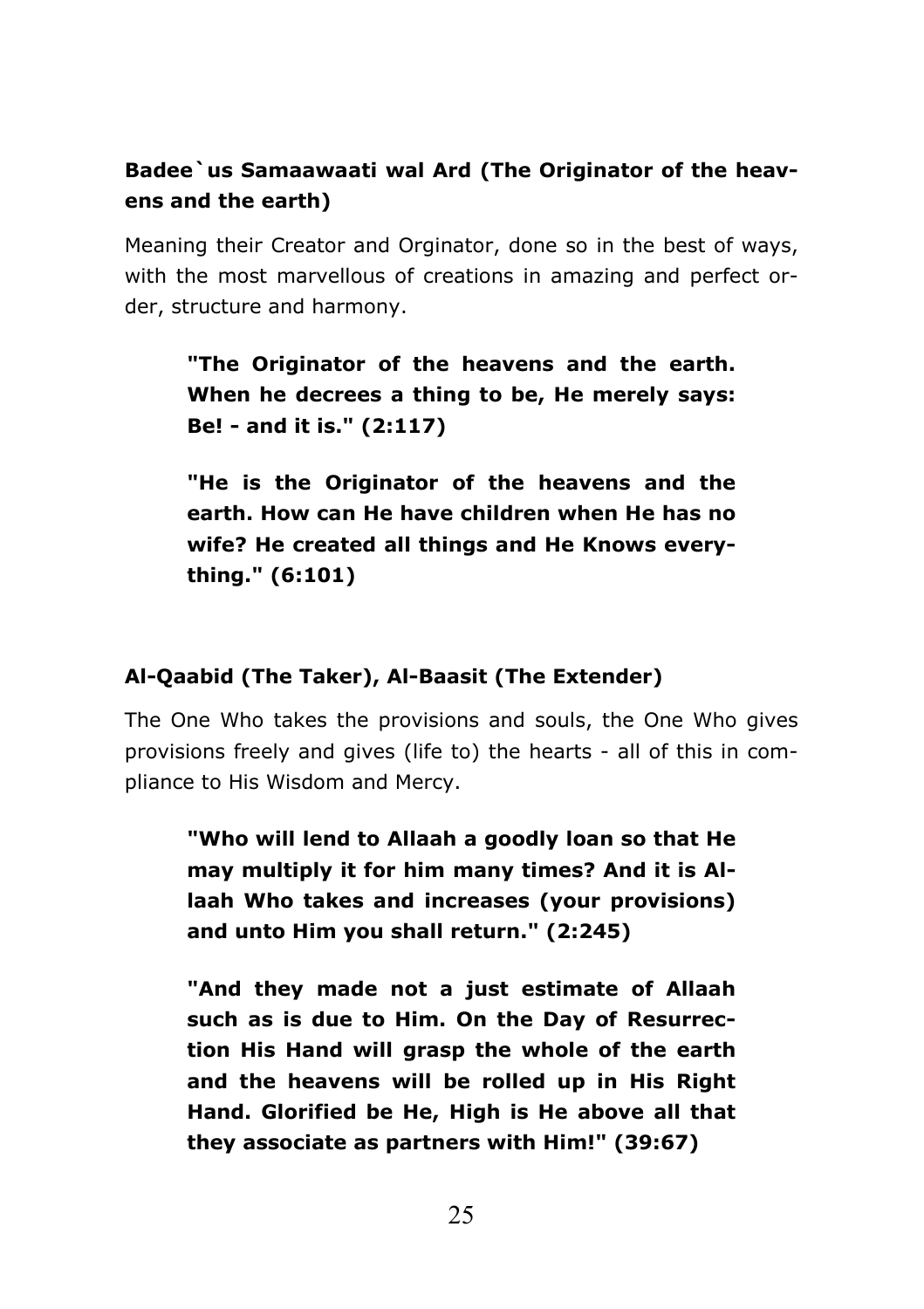### Badee`us Samaawaati wal Ard (The Originator of the heavens and the earth)

Meaning their Creator and Orginator, done so in the best of ways, with the most marvellous of creations in amazing and perfect order, structure and harmony.

> **"The Originator of the heavens and the earth. When he decrees a thing to be, He merely says: Be! - and it is." (2:117)**
>
> **"He is the Originator of the heavens and the earth. How can He have children when He has no wife? He created all things and He Knows everything." (6:101)**

### Al-Qaabid (The Taker), Al-Baasit (The Extender)

The One Who takes the provisions and souls, the One Who gives provisions freely and gives (life to) the hearts - all of this in compliance to His Wisdom and Mercy.

> **"Who will lend to Allaah a goodly loan so that He may multiply it for him many times? And it is Allaah Who takes and increases (your provisions) and unto Him you shall return." (2:245)**
>
> **"And they made not a just estimate of Allaah such as is due to Him. On the Day of Resurrection His Hand will grasp the whole of the earth and the heavens will be rolled up in His Right Hand. Glorified be He, High is He above all that they associate as partners with Him!" (39:67)**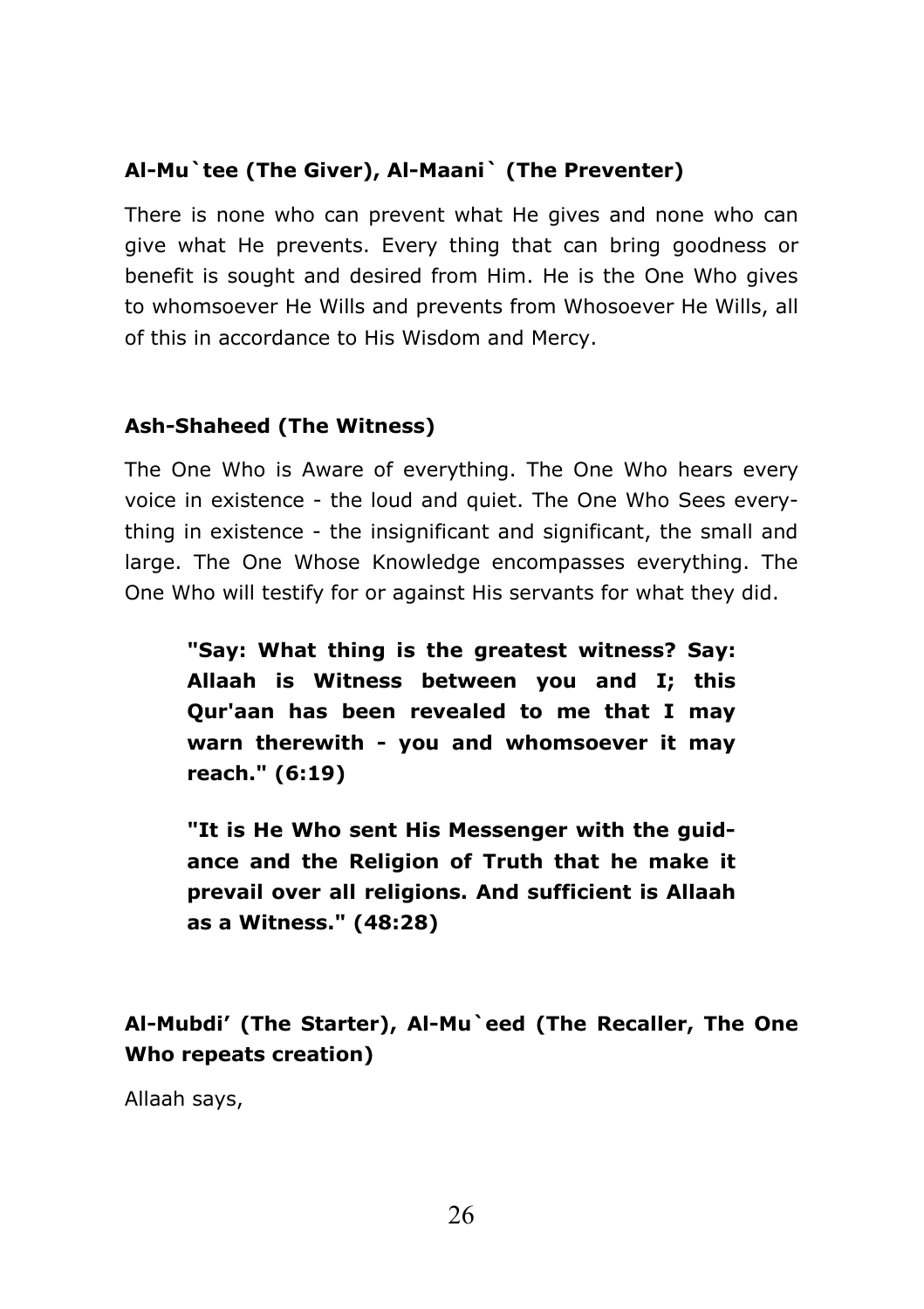**Al-Mu`tee (The Giver), Al-Maani` (The Preventer)**

There is none who can prevent what He gives and none who can give what He prevents. Every thing that can bring goodness or benefit is sought and desired from Him. He is the One Who gives to whomsoever He Wills and prevents from Whosoever He Wills, all of this in accordance to His Wisdom and Mercy.

**Ash-Shaheed (The Witness)**

The One Who is Aware of everything. The One Who hears every voice in existence - the loud and quiet. The One Who Sees everything in existence - the insignificant and significant, the small and large. The One Whose Knowledge encompasses everything. The One Who will testify for or against His servants for what they did.

> **"Say: What thing is the greatest witness? Say: Allaah is Witness between you and I; this Qur'aan has been revealed to me that I may warn therewith - you and whomsoever it may reach." (6:19)**
>
> **"It is He Who sent His Messenger with the guidance and the Religion of Truth that he make it prevail over all religions. And sufficient is Allaah as a Witness." (48:28)**

**Al-Mubdi' (The Starter), Al-Mu`eed (The Recaller, The One Who repeats creation)**

Allaah says,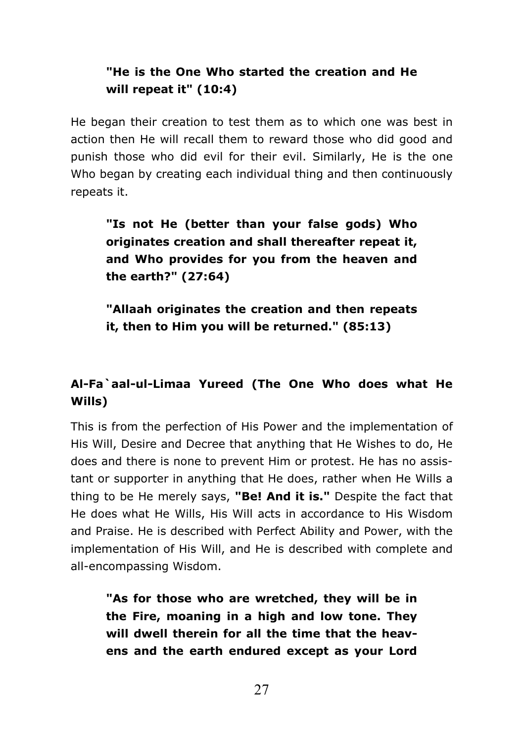> **"He is the One Who started the creation and He will repeat it" (10:4)**

He began their creation to test them as to which one was best in action then He will recall them to reward those who did good and punish those who did evil for their evil. Similarly, He is the one Who began by creating each individual thing and then continuously repeats it.

> **"Is not He (better than your false gods) Who originates creation and shall thereafter repeat it, and Who provides for you from the heaven and the earth?" (27:64)**

> **"Allaah originates the creation and then repeats it, then to Him you will be returned." (85:13)**

### Al-Fa`aal-ul-Limaa Yureed (The One Who does what He Wills)

This is from the perfection of His Power and the implementation of His Will, Desire and Decree that anything that He Wishes to do, He does and there is none to prevent Him or protest. He has no assistant or supporter in anything that He does, rather when He Wills a thing to be He merely says, **"Be! And it is."** Despite the fact that He does what He Wills, His Will acts in accordance to His Wisdom and Praise. He is described with Perfect Ability and Power, with the implementation of His Will, and He is described with complete and all-encompassing Wisdom.

> **"As for those who are wretched, they will be in the Fire, moaning in a high and low tone. They will dwell therein for all the time that the heavens and the earth endured except as your Lord**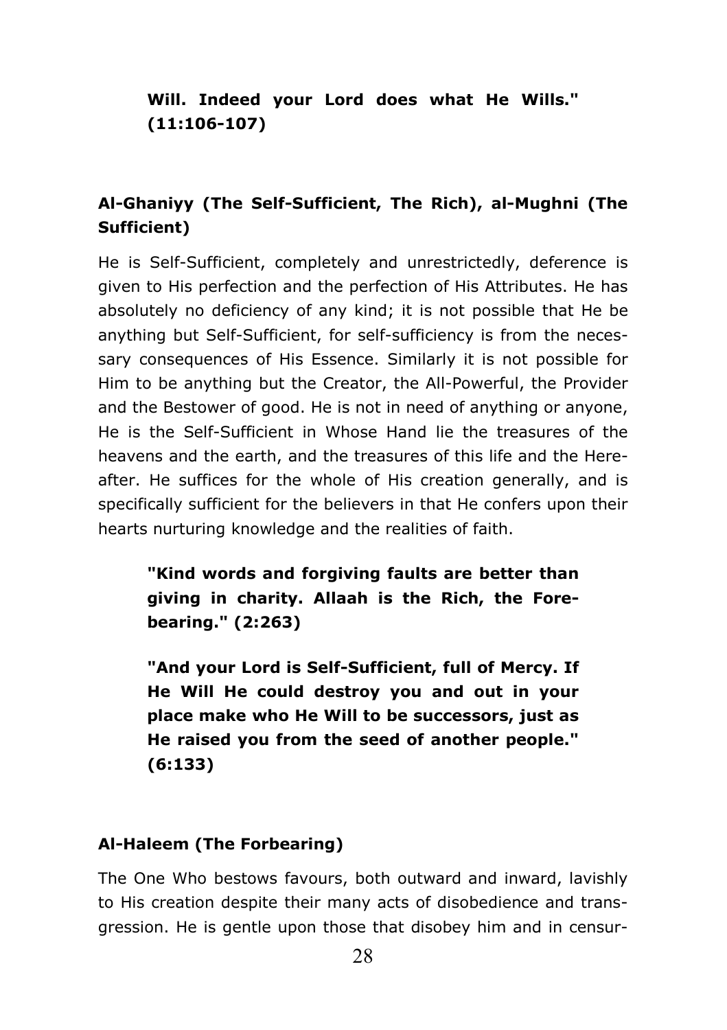> **Will. Indeed your Lord does what He Wills." (11:106-107)**

### Al-Ghaniyy (The Self-Sufficient, The Rich), al-Mughni (The Sufficient)

He is Self-Sufficient, completely and unrestrictedly, deference is given to His perfection and the perfection of His Attributes. He has absolutely no deficiency of any kind; it is not possible that He be anything but Self-Sufficient, for self-sufficiency is from the necessary consequences of His Essence. Similarly it is not possible for Him to be anything but the Creator, the All-Powerful, the Provider and the Bestower of good. He is not in need of anything or anyone, He is the Self-Sufficient in Whose Hand lie the treasures of the heavens and the earth, and the treasures of this life and the Hereafter. He suffices for the whole of His creation generally, and is specifically sufficient for the believers in that He confers upon their hearts nurturing knowledge and the realities of faith.

> **"Kind words and forgiving faults are better than giving in charity. Allaah is the Rich, the Forebearing." (2:263)**

> **"And your Lord is Self-Sufficient, full of Mercy. If He Will He could destroy you and out in your place make who He Will to be successors, just as He raised you from the seed of another people." (6:133)**

### Al-Haleem (The Forbearing)

The One Who bestows favours, both outward and inward, lavishly to His creation despite their many acts of disobedience and transgression. He is gentle upon those that disobey him and in censur-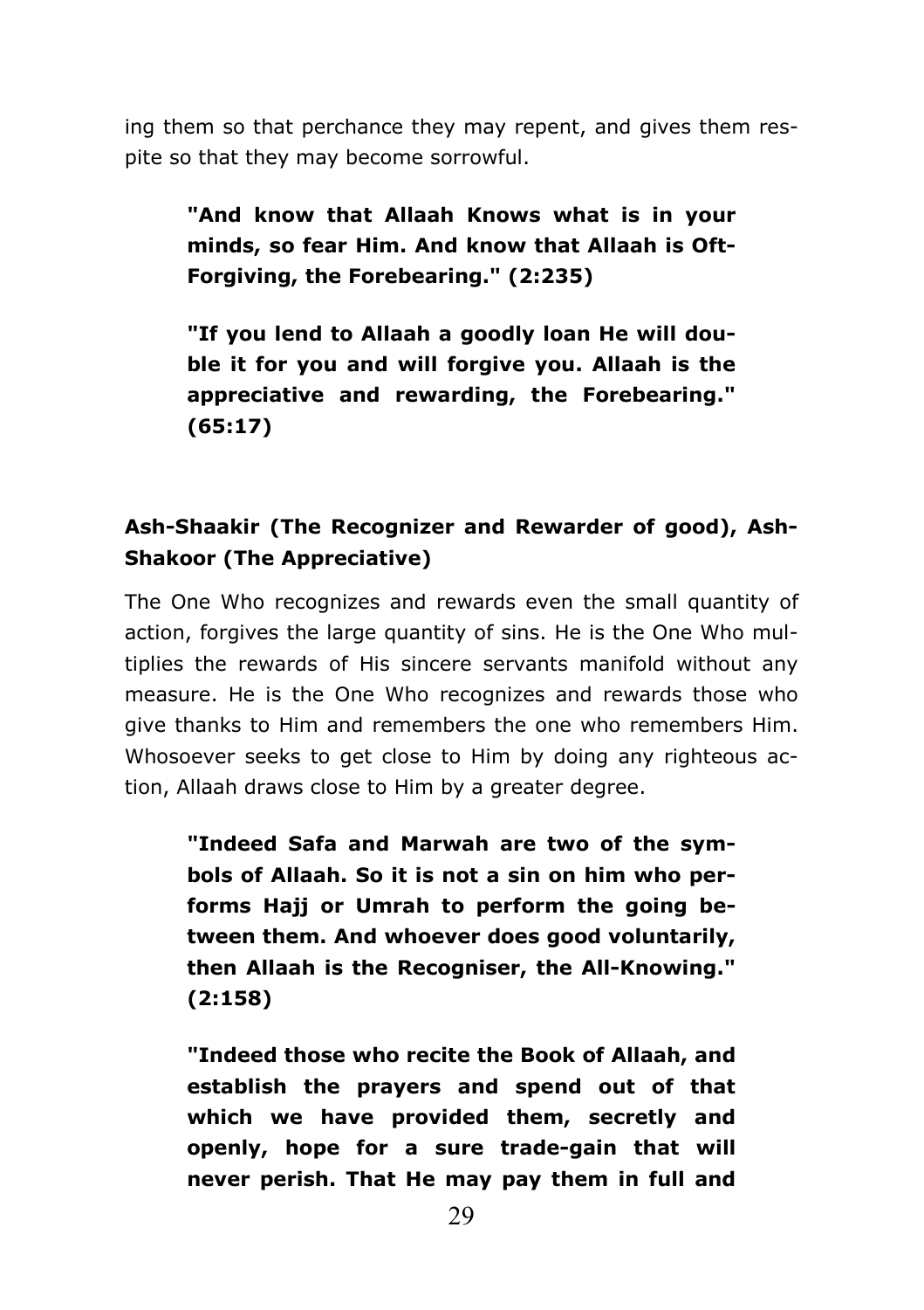ing them so that perchance they may repent, and gives them respite so that they may become sorrowful.

> **"And know that Allaah Knows what is in your minds, so fear Him. And know that Allaah is Oft-Forgiving, the Forebearing." (2:235)**

> **"If you lend to Allaah a goodly loan He will double it for you and will forgive you. Allaah is the appreciative and rewarding, the Forebearing." (65:17)**

### Ash-Shaakir (The Recognizer and Rewarder of good), Ash-Shakoor (The Appreciative)

The One Who recognizes and rewards even the small quantity of action, forgives the large quantity of sins. He is the One Who multiplies the rewards of His sincere servants manifold without any measure. He is the One Who recognizes and rewards those who give thanks to Him and remembers the one who remembers Him. Whosoever seeks to get close to Him by doing any righteous action, Allaah draws close to Him by a greater degree.

> **"Indeed Safa and Marwah are two of the symbols of Allaah. So it is not a sin on him who performs Hajj or Umrah to perform the going between them. And whoever does good voluntarily, then Allaah is the Recogniser, the All-Knowing." (2:158)**

> **"Indeed those who recite the Book of Allaah, and establish the prayers and spend out of that which we have provided them, secretly and openly, hope for a sure trade-gain that will never perish. That He may pay them in full and**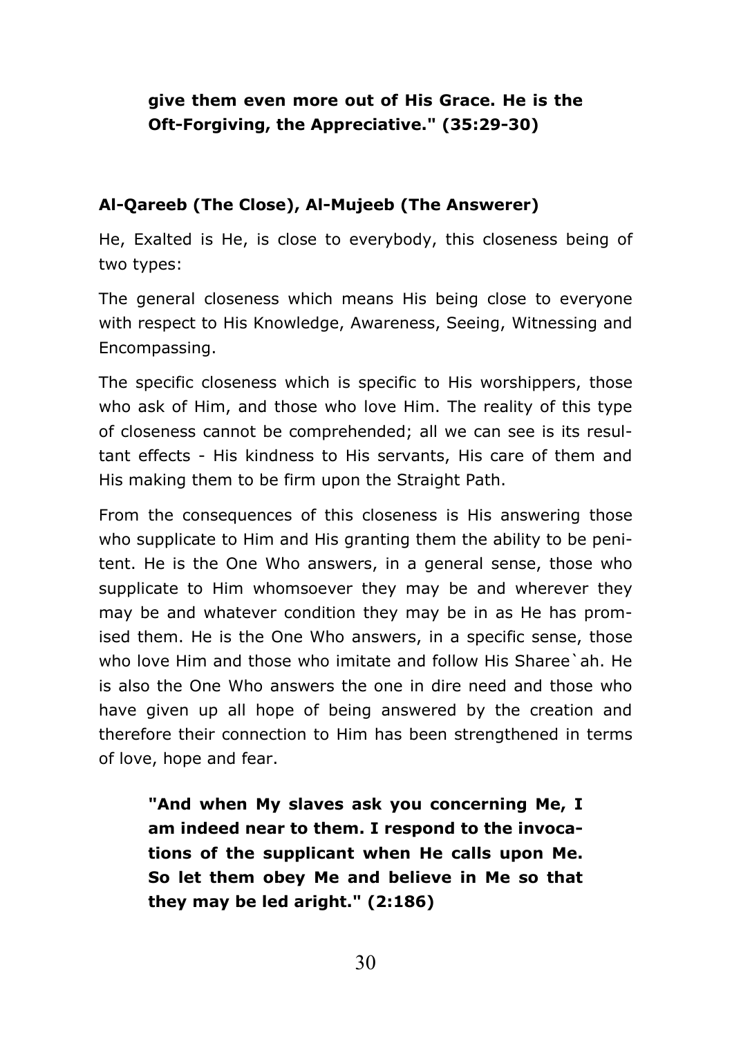**give them even more out of His Grace. He is the Oft-Forgiving, the Appreciative." (35:29-30)**

### Al-Qareeb (The Close), Al-Mujeeb (The Answerer)

He, Exalted is He, is close to everybody, this closeness being of two types:

The general closeness which means His being close to everyone with respect to His Knowledge, Awareness, Seeing, Witnessing and Encompassing.

The specific closeness which is specific to His worshippers, those who ask of Him, and those who love Him. The reality of this type of closeness cannot be comprehended; all we can see is its resultant effects - His kindness to His servants, His care of them and His making them to be firm upon the Straight Path.

From the consequences of this closeness is His answering those who supplicate to Him and His granting them the ability to be penitent. He is the One Who answers, in a general sense, those who supplicate to Him whomsoever they may be and wherever they may be and whatever condition they may be in as He has promised them. He is the One Who answers, in a specific sense, those who love Him and those who imitate and follow His Sharee`ah. He is also the One Who answers the one in dire need and those who have given up all hope of being answered by the creation and therefore their connection to Him has been strengthened in terms of love, hope and fear.

> **"And when My slaves ask you concerning Me, I am indeed near to them. I respond to the invocations of the supplicant when He calls upon Me. So let them obey Me and believe in Me so that they may be led aright." (2:186)**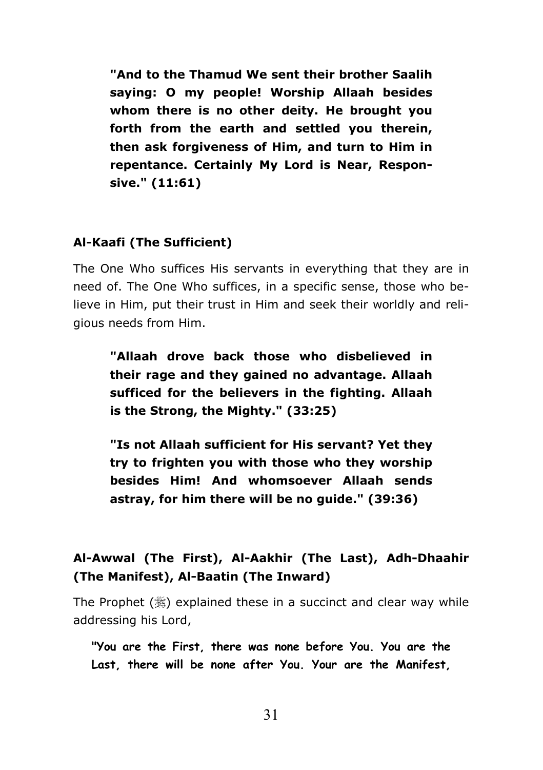**"And to the Thamud We sent their brother Saalih saying: O my people! Worship Allaah besides whom there is no other deity. He brought you forth from the earth and settled you therein, then ask forgiveness of Him, and turn to Him in repentance. Certainly My Lord is Near, Responsive." (11:61)**

### Al-Kaafi (The Sufficient)

The One Who suffices His servants in everything that they are in need of. The One Who suffices, in a specific sense, those who believe in Him, put their trust in Him and seek their worldly and religious needs from Him.

**"Allaah drove back those who disbelieved in their rage and they gained no advantage. Allaah sufficed for the believers in the fighting. Allaah is the Strong, the Mighty." (33:25)**

**"Is not Allaah sufficient for His servant? Yet they try to frighten you with those who they worship besides Him! And whomsoever Allaah sends astray, for him there will be no guide." (39:36)**

### Al-Awwal (The First), Al-Aakhir (The Last), Adh-Dhaahir (The Manifest), Al-Baatin (The Inward)

The Prophet (ﷺ) explained these in a succinct and clear way while addressing his Lord,

**"You are the First, there was none before You. You are the Last, there will be none after You. Your are the Manifest,**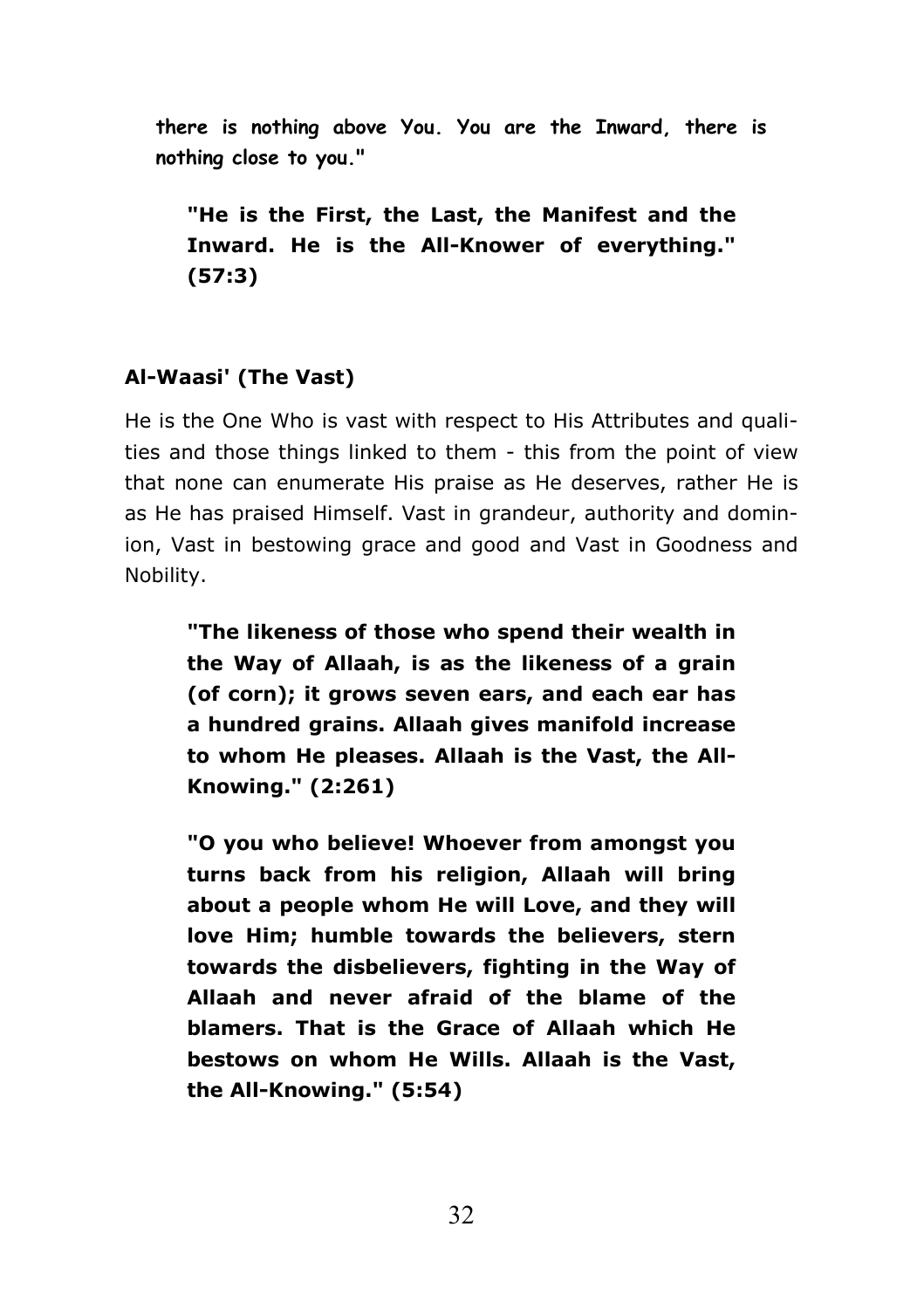**there is nothing above You. You are the Inward, there is nothing close to you."**

> **"He is the First, the Last, the Manifest and the Inward. He is the All-Knower of everything." (57:3)**

**Al-Waasi' (The Vast)**

He is the One Who is vast with respect to His Attributes and qualities and those things linked to them - this from the point of view that none can enumerate His praise as He deserves, rather He is as He has praised Himself. Vast in grandeur, authority and dominion, Vast in bestowing grace and good and Vast in Goodness and Nobility.

> **"The likeness of those who spend their wealth in the Way of Allaah, is as the likeness of a grain (of corn); it grows seven ears, and each ear has a hundred grains. Allaah gives manifold increase to whom He pleases. Allaah is the Vast, the All-Knowing." (2:261)**

> **"O you who believe! Whoever from amongst you turns back from his religion, Allaah will bring about a people whom He will Love, and they will love Him; humble towards the believers, stern towards the disbelievers, fighting in the Way of Allaah and never afraid of the blame of the blamers. That is the Grace of Allaah which He bestows on whom He Wills. Allaah is the Vast, the All-Knowing." (5:54)**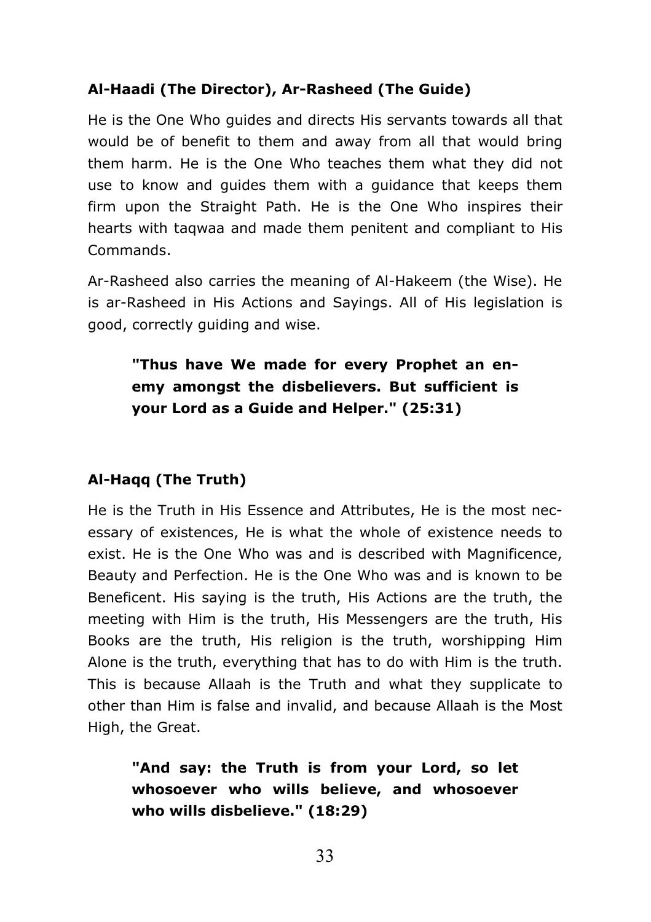### **Al-Haadi (The Director), Ar-Rasheed (The Guide)**

He is the One Who guides and directs His servants towards all that would be of benefit to them and away from all that would bring them harm. He is the One Who teaches them what they did not use to know and guides them with a guidance that keeps them firm upon the Straight Path. He is the One Who inspires their hearts with taqwaa and made them penitent and compliant to His Commands.

Ar-Rasheed also carries the meaning of Al-Hakeem (the Wise). He is ar-Rasheed in His Actions and Sayings. All of His legislation is good, correctly guiding and wise.

> **"Thus have We made for every Prophet an enemy amongst the disbelievers. But sufficient is your Lord as a Guide and Helper." (25:31)**

### **Al-Haqq (The Truth)**

He is the Truth in His Essence and Attributes, He is the most necessary of existences, He is what the whole of existence needs to exist. He is the One Who was and is described with Magnificence, Beauty and Perfection. He is the One Who was and is known to be Beneficent. His saying is the truth, His Actions are the truth, the meeting with Him is the truth, His Messengers are the truth, His Books are the truth, His religion is the truth, worshipping Him Alone is the truth, everything that has to do with Him is the truth. This is because Allaah is the Truth and what they supplicate to other than Him is false and invalid, and because Allaah is the Most High, the Great.

> **"And say: the Truth is from your Lord, so let whosoever who wills believe, and whosoever who wills disbelieve." (18:29)**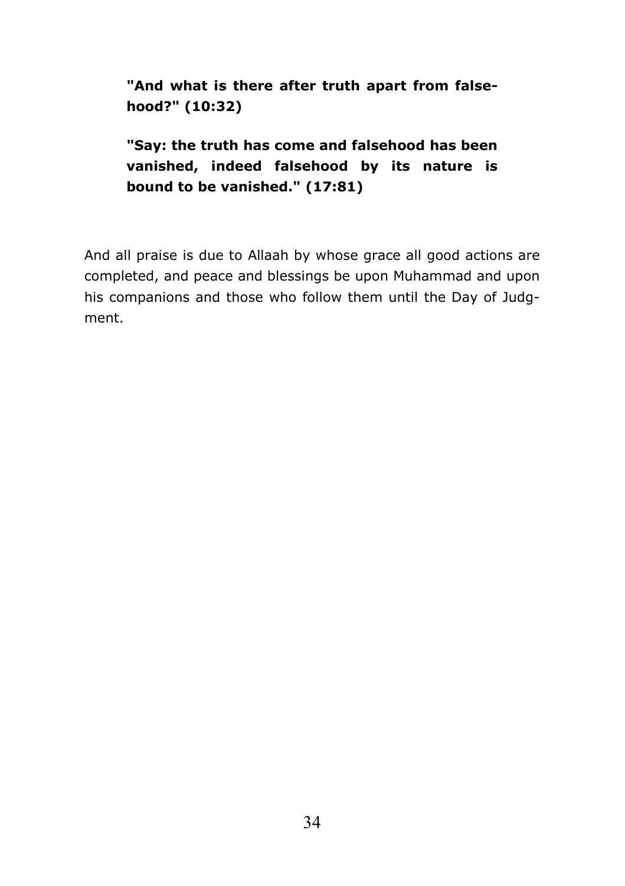**"And what is there after truth apart from falsehood?" (10:32)**

**"Say: the truth has come and falsehood has been vanished, indeed falsehood by its nature is bound to be vanished." (17:81)**

And all praise is due to Allaah by whose grace all good actions are completed, and peace and blessings be upon Muhammad and upon his companions and those who follow them until the Day of Judgment.